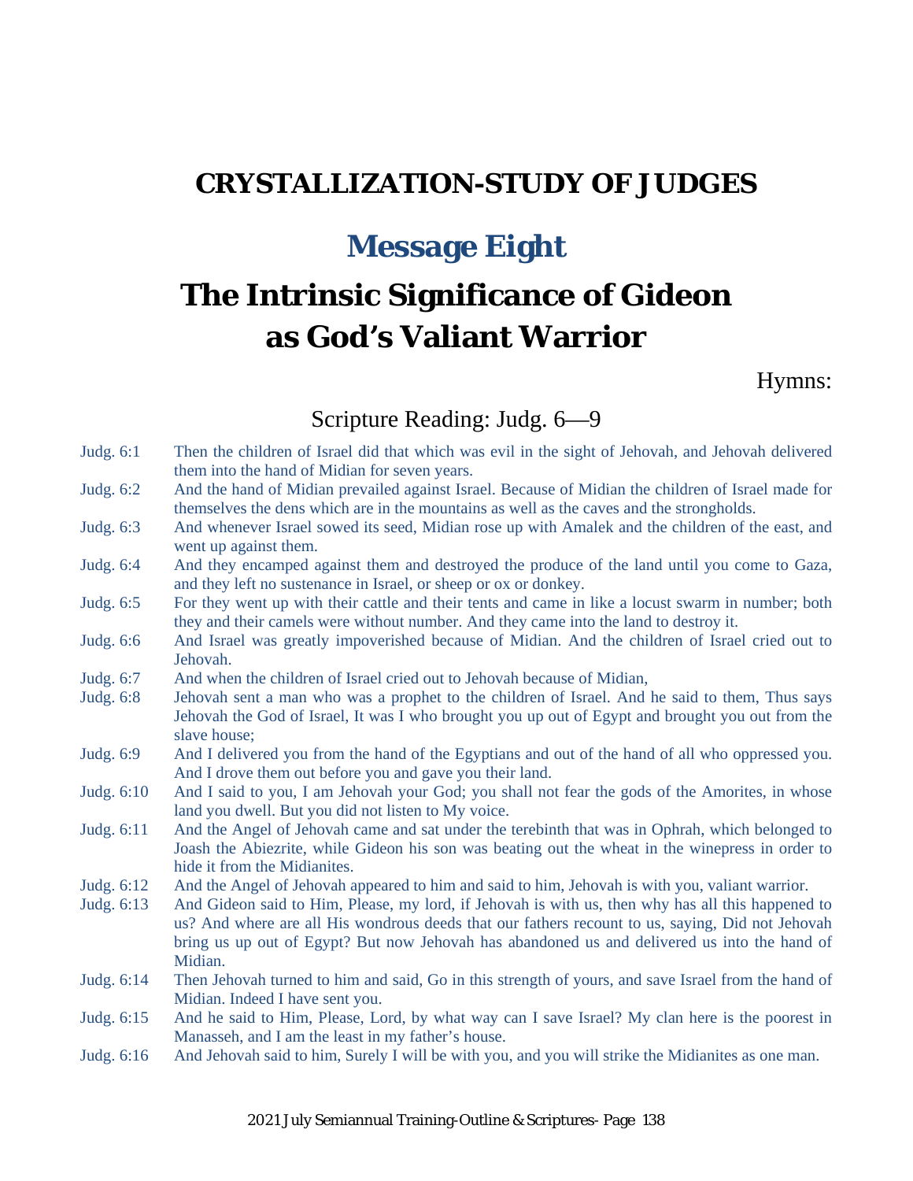# CRYSTALLIZATION-STUDY OF JUDGES

## Message Eight

# The Intrinsic Significance of Gideon as God's Valiant Warrior

Hymns:

Scripture Reading: Judg. 6—9

Judg. 6:1 Then the children of Israel did that which was evil in the sight of Jehovah, and Jehovah delivered them into the hand of Midian for seven years.

Judg. 6:2 And the hand of Midian prevailed against Israel. Because of Midian the children of Israel made for themselves the dens which are in the mountains as well as the caves and the strongholds.

Judg. 6:3 And whenever Israel sowed its seed, Midian rose up with Amalek and the children of the east, and went up against them.

Judg. 6:4 And they encamped against them and destroyed the produce of the land until you come to Gaza, and they left no sustenance in Israel, or sheep or ox or donkey.

Judg. 6:5 For they went up with their cattle and their tents and came in like a locust swarm in number; both they and their camels were without number. And they came into the land to destroy it.

Judg. 6:6 And Israel was greatly impoverished because of Midian. And the children of Israel cried out to Jehovah.

Judg. 6:7 And when the children of Israel cried out to Jehovah because of Midian,

Judg. 6:8 Jehovah sent a man who was a prophet to the children of Israel. And he said to them, Thus says Jehovah the God of Israel, It was I who brought you up out of Egypt and brought you out from the slave house;

Judg. 6:9 And I delivered you from the hand of the Egyptians and out of the hand of all who oppressed you. And I drove them out before you and gave you their land.

Judg. 6:10 And I said to you, I am Jehovah your God; you shall not fear the gods of the Amorites, in whose land you dwell. But you did not listen to My voice.

Judg. 6:11 And the Angel of Jehovah came and sat under the terebinth that was in Ophrah, which belonged to Joash the Abiezrite, while Gideon his son was beating out the wheat in the winepress in order to hide it from the Midianites.

Judg. 6:12 And the Angel of Jehovah appeared to him and said to him, Jehovah is with you, valiant warrior.

Judg. 6:13 And Gideon said to Him, Please, my lord, if Jehovah is with us, then why has all this happened to us? And where are all His wondrous deeds that our fathers recount to us, saying, Did not Jehovah bring us up out of Egypt? But now Jehovah has abandoned us and delivered us into the hand of Midian.

Judg. 6:14 Then Jehovah turned to him and said, Go in this strength of yours, and save Israel from the hand of Midian. Indeed I have sent you.

Judg. 6:15 And he said to Him, Please, Lord, by what way can I save Israel? My clan here is the poorest in Manasseh, and I am the least in my father's house.

Judg. 6:16 And Jehovah said to him, Surely I will be with you, and you will strike the Midianites as one man.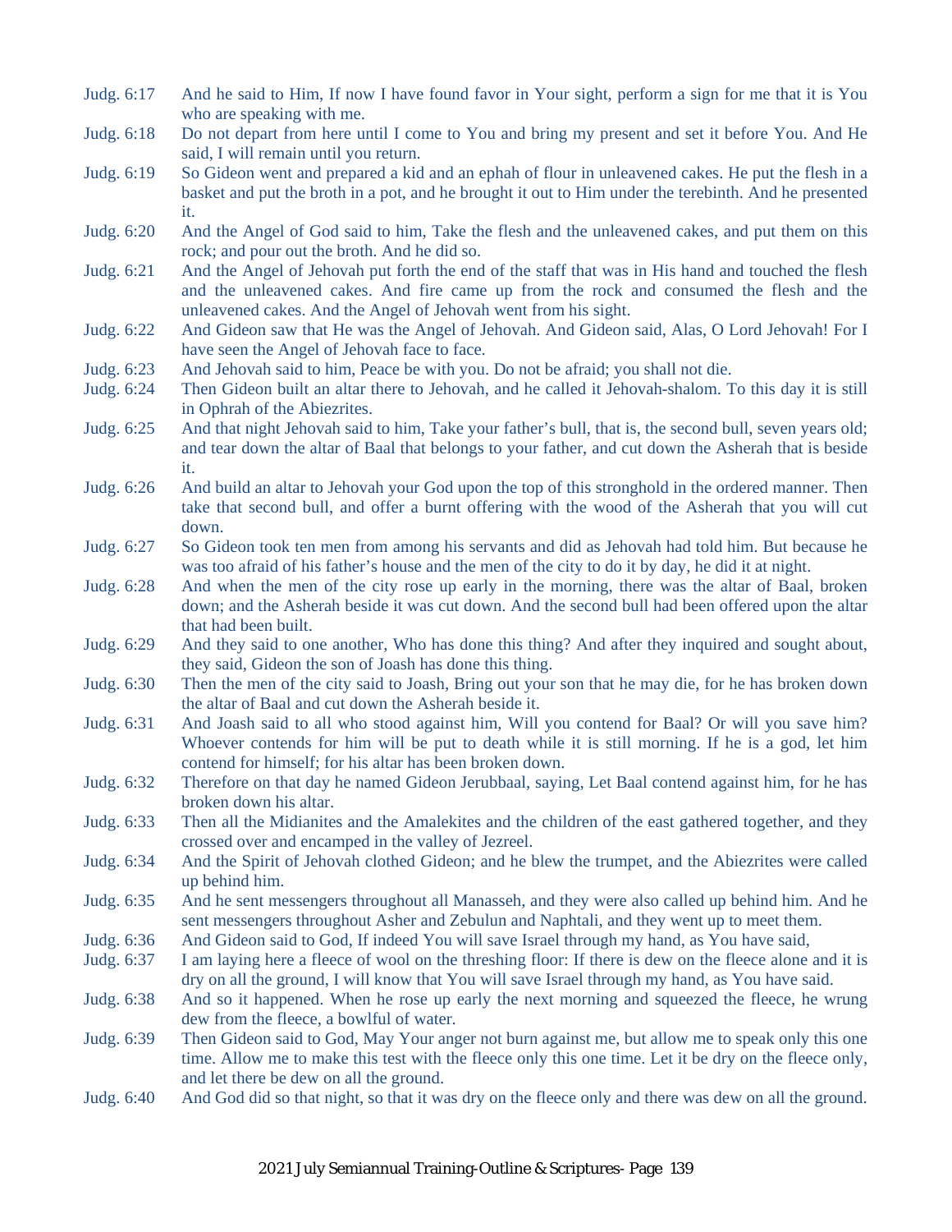Judg. 6:17 And he said to Him, If now I have found favor in Your sight, perform a sign for me that it is You who are speaking with me.

Judg. 6:18 Do not depart from here until I come to You and bring my present and set it before You. And He said, I will remain until you return.

Judg. 6:19 So Gideon went and prepared a kid and an ephah of flour in unleavened cakes. He put the flesh in a basket and put the broth in a pot, and he brought it out to Him under the terebinth. And he presented it.

Judg. 6:20 And the Angel of God said to him, Take the flesh and the unleavened cakes, and put them on this rock; and pour out the broth. And he did so.

Judg. 6:21 And the Angel of Jehovah put forth the end of the staff that was in His hand and touched the flesh and the unleavened cakes. And fire came up from the rock and consumed the flesh and the unleavened cakes. And the Angel of Jehovah went from his sight.

Judg. 6:22 And Gideon saw that He was the Angel of Jehovah. And Gideon said, Alas, O Lord Jehovah! For I have seen the Angel of Jehovah face to face.

Judg. 6:23 And Jehovah said to him, Peace be with you. Do not be afraid; you shall not die.

Judg. 6:24 Then Gideon built an altar there to Jehovah, and he called it Jehovah-shalom. To this day it is still in Ophrah of the Abiezrites.

Judg. 6:25 And that night Jehovah said to him, Take your father's bull, that is, the second bull, seven years old; and tear down the altar of Baal that belongs to your father, and cut down the Asherah that is beside it.

Judg. 6:26 And build an altar to Jehovah your God upon the top of this stronghold in the ordered manner. Then take that second bull, and offer a burnt offering with the wood of the Asherah that you will cut down.

Judg. 6:27 So Gideon took ten men from among his servants and did as Jehovah had told him. But because he was too afraid of his father's house and the men of the city to do it by day, he did it at night.

Judg. 6:28 And when the men of the city rose up early in the morning, there was the altar of Baal, broken down; and the Asherah beside it was cut down. And the second bull had been offered upon the altar that had been built.

Judg. 6:29 And they said to one another, Who has done this thing? And after they inquired and sought about, they said, Gideon the son of Joash has done this thing.

Judg. 6:30 Then the men of the city said to Joash, Bring out your son that he may die, for he has broken down the altar of Baal and cut down the Asherah beside it.

Judg. 6:31 And Joash said to all who stood against him, Will you contend for Baal? Or will you save him? Whoever contends for him will be put to death while it is still morning. If he is a god, let him contend for himself; for his altar has been broken down.

Judg. 6:32 Therefore on that day he named Gideon Jerubbaal, saying, Let Baal contend against him, for he has broken down his altar.

Judg. 6:33 Then all the Midianites and the Amalekites and the children of the east gathered together, and they crossed over and encamped in the valley of Jezreel.

Judg. 6:34 And the Spirit of Jehovah clothed Gideon; and he blew the trumpet, and the Abiezrites were called up behind him.

Judg. 6:35 And he sent messengers throughout all Manasseh, and they were also called up behind him. And he sent messengers throughout Asher and Zebulun and Naphtali, and they went up to meet them.

Judg. 6:36 And Gideon said to God, If indeed You will save Israel through my hand, as You have said,

Judg. 6:37 I am laying here a fleece of wool on the threshing floor: If there is dew on the fleece alone and it is dry on all the ground, I will know that You will save Israel through my hand, as You have said.

Judg. 6:38 And so it happened. When he rose up early the next morning and squeezed the fleece, he wrung dew from the fleece, a bowlful of water.

Judg. 6:39 Then Gideon said to God, May Your anger not burn against me, but allow me to speak only this one time. Allow me to make this test with the fleece only this one time. Let it be dry on the fleece only, and let there be dew on all the ground.

Judg. 6:40 And God did so that night, so that it was dry on the fleece only and there was dew on all the ground.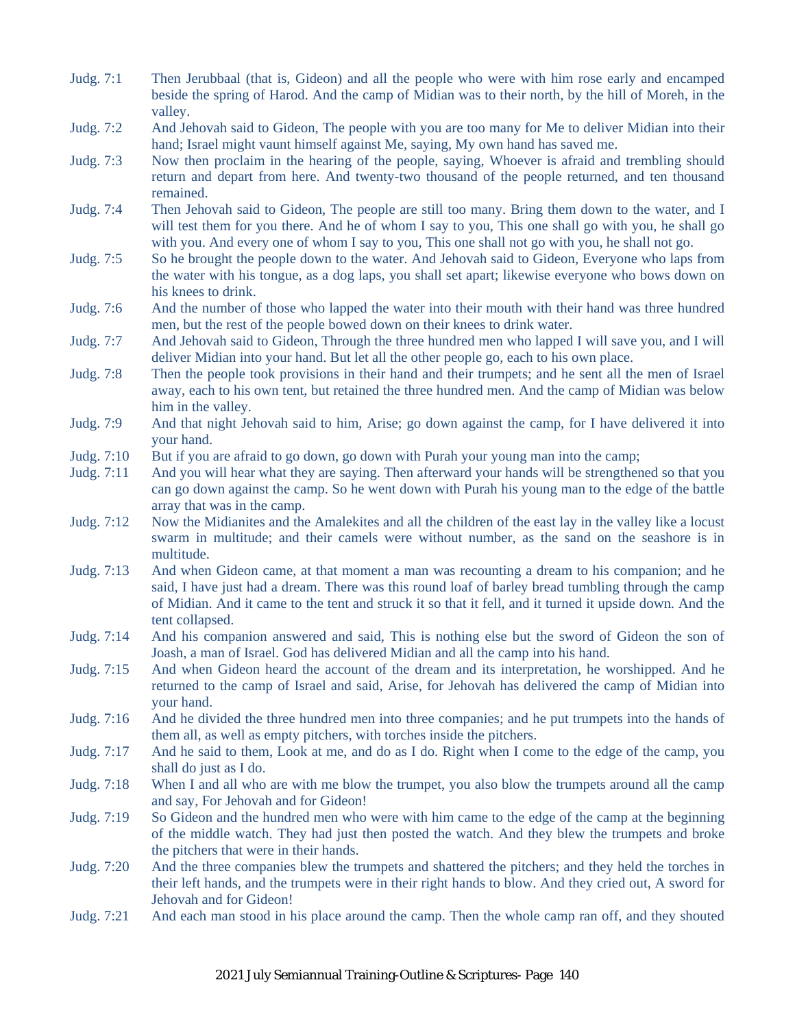Judg. 7:1 Then Jerubbaal (that is, Gideon) and all the people who were with him rose early and encamped beside the spring of Harod. And the camp of Midian was to their north, by the hill of Moreh, in the valley.

Judg. 7:2 And Jehovah said to Gideon, The people with you are too many for Me to deliver Midian into their hand; Israel might vaunt himself against Me, saying, My own hand has saved me.

Judg. 7:3 Now then proclaim in the hearing of the people, saying, Whoever is afraid and trembling should return and depart from here. And twenty-two thousand of the people returned, and ten thousand remained.

Judg. 7:4 Then Jehovah said to Gideon, The people are still too many. Bring them down to the water, and I will test them for you there. And he of whom I say to you, This one shall go with you, he shall go with you. And every one of whom I say to you, This one shall not go with you, he shall not go.

Judg. 7:5 So he brought the people down to the water. And Jehovah said to Gideon, Everyone who laps from the water with his tongue, as a dog laps, you shall set apart; likewise everyone who bows down on his knees to drink.

Judg. 7:6 And the number of those who lapped the water into their mouth with their hand was three hundred men, but the rest of the people bowed down on their knees to drink water.

Judg. 7:7 And Jehovah said to Gideon, Through the three hundred men who lapped I will save you, and I will deliver Midian into your hand. But let all the other people go, each to his own place.

Judg. 7:8 Then the people took provisions in their hand and their trumpets; and he sent all the men of Israel away, each to his own tent, but retained the three hundred men. And the camp of Midian was below him in the valley.

Judg. 7:9 And that night Jehovah said to him, Arise; go down against the camp, for I have delivered it into your hand.

Judg. 7:10 But if you are afraid to go down, go down with Purah your young man into the camp;

Judg. 7:11 And you will hear what they are saying. Then afterward your hands will be strengthened so that you can go down against the camp. So he went down with Purah his young man to the edge of the battle array that was in the camp.

Judg. 7:12 Now the Midianites and the Amalekites and all the children of the east lay in the valley like a locust swarm in multitude; and their camels were without number, as the sand on the seashore is in multitude.

Judg. 7:13 And when Gideon came, at that moment a man was recounting a dream to his companion; and he said, I have just had a dream. There was this round loaf of barley bread tumbling through the camp of Midian. And it came to the tent and struck it so that it fell, and it turned it upside down. And the tent collapsed.

Judg. 7:14 And his companion answered and said, This is nothing else but the sword of Gideon the son of Joash, a man of Israel. God has delivered Midian and all the camp into his hand.

Judg. 7:15 And when Gideon heard the account of the dream and its interpretation, he worshipped. And he returned to the camp of Israel and said, Arise, for Jehovah has delivered the camp of Midian into your hand.

Judg. 7:16 And he divided the three hundred men into three companies; and he put trumpets into the hands of them all, as well as empty pitchers, with torches inside the pitchers.

Judg. 7:17 And he said to them, Look at me, and do as I do. Right when I come to the edge of the camp, you shall do just as I do.

Judg. 7:18 When I and all who are with me blow the trumpet, you also blow the trumpets around all the camp and say, For Jehovah and for Gideon!

Judg. 7:19 So Gideon and the hundred men who were with him came to the edge of the camp at the beginning of the middle watch. They had just then posted the watch. And they blew the trumpets and broke the pitchers that were in their hands.

Judg. 7:20 And the three companies blew the trumpets and shattered the pitchers; and they held the torches in their left hands, and the trumpets were in their right hands to blow. And they cried out, A sword for Jehovah and for Gideon!

Judg. 7:21 And each man stood in his place around the camp. Then the whole camp ran off, and they shouted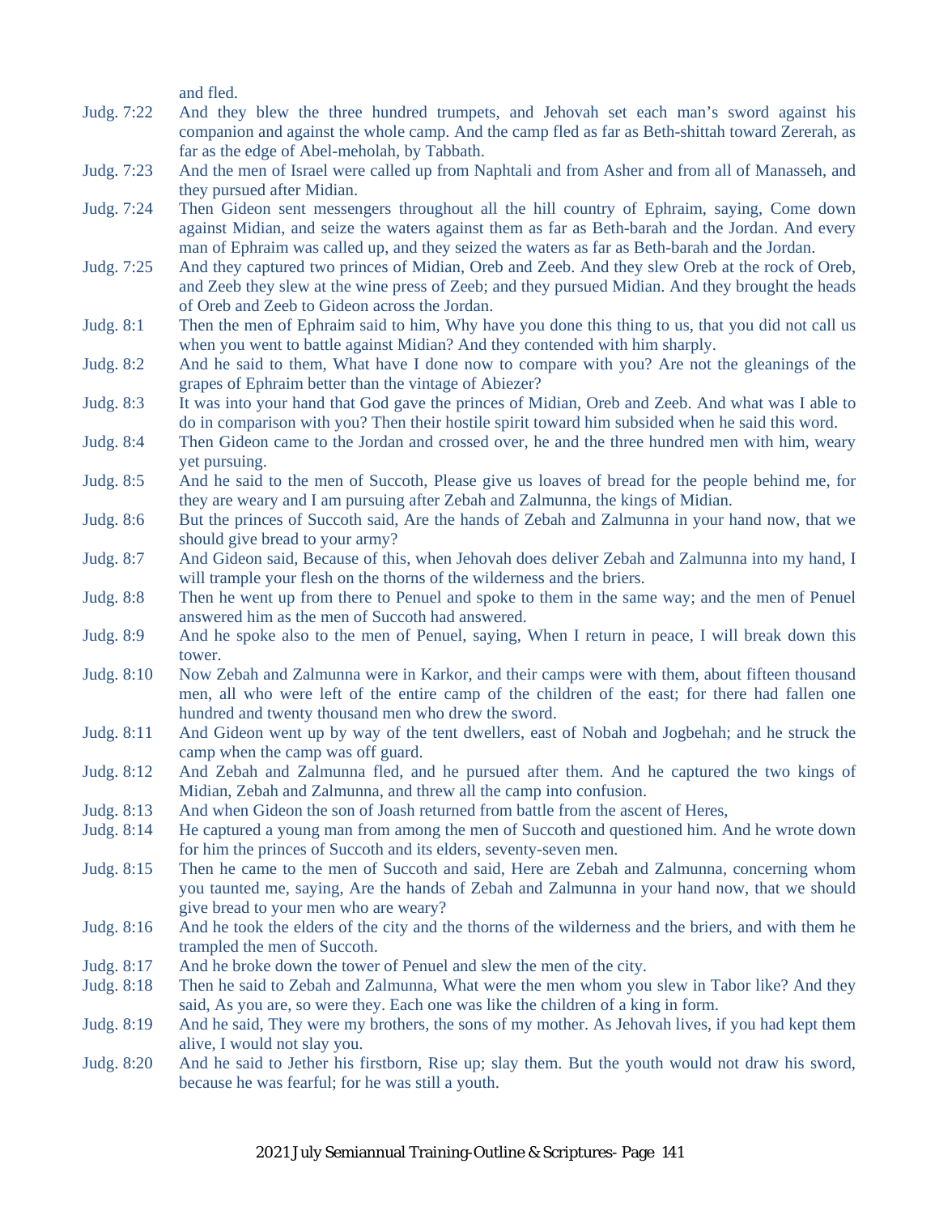and fled.

Judg. 7:22 And they blew the three hundred trumpets, and Jehovah set each man's sword against his companion and against the whole camp. And the camp fled as far as Beth-shittah toward Zererah, as far as the edge of Abel-meholah, by Tabbath.

Judg. 7:23 And the men of Israel were called up from Naphtali and from Asher and from all of Manasseh, and they pursued after Midian.

Judg. 7:24 Then Gideon sent messengers throughout all the hill country of Ephraim, saying, Come down against Midian, and seize the waters against them as far as Beth-barah and the Jordan. And every man of Ephraim was called up, and they seized the waters as far as Beth-barah and the Jordan.

Judg. 7:25 And they captured two princes of Midian, Oreb and Zeeb. And they slew Oreb at the rock of Oreb, and Zeeb they slew at the wine press of Zeeb; and they pursued Midian. And they brought the heads of Oreb and Zeeb to Gideon across the Jordan.

Judg. 8:1 Then the men of Ephraim said to him, Why have you done this thing to us, that you did not call us when you went to battle against Midian? And they contended with him sharply.

Judg. 8:2 And he said to them, What have I done now to compare with you? Are not the gleanings of the grapes of Ephraim better than the vintage of Abiezer?

Judg. 8:3 It was into your hand that God gave the princes of Midian, Oreb and Zeeb. And what was I able to do in comparison with you? Then their hostile spirit toward him subsided when he said this word.

Judg. 8:4 Then Gideon came to the Jordan and crossed over, he and the three hundred men with him, weary yet pursuing.

Judg. 8:5 And he said to the men of Succoth, Please give us loaves of bread for the people behind me, for they are weary and I am pursuing after Zebah and Zalmunna, the kings of Midian.

Judg. 8:6 But the princes of Succoth said, Are the hands of Zebah and Zalmunna in your hand now, that we should give bread to your army?

Judg. 8:7 And Gideon said, Because of this, when Jehovah does deliver Zebah and Zalmunna into my hand, I will trample your flesh on the thorns of the wilderness and the briers.

Judg. 8:8 Then he went up from there to Penuel and spoke to them in the same way; and the men of Penuel answered him as the men of Succoth had answered.

Judg. 8:9 And he spoke also to the men of Penuel, saying, When I return in peace, I will break down this tower.

Judg. 8:10 Now Zebah and Zalmunna were in Karkor, and their camps were with them, about fifteen thousand men, all who were left of the entire camp of the children of the east; for there had fallen one hundred and twenty thousand men who drew the sword.

Judg. 8:11 And Gideon went up by way of the tent dwellers, east of Nobah and Jogbehah; and he struck the camp when the camp was off guard.

Judg. 8:12 And Zebah and Zalmunna fled, and he pursued after them. And he captured the two kings of Midian, Zebah and Zalmunna, and threw all the camp into confusion.

Judg. 8:13 And when Gideon the son of Joash returned from battle from the ascent of Heres,

Judg. 8:14 He captured a young man from among the men of Succoth and questioned him. And he wrote down for him the princes of Succoth and its elders, seventy-seven men.

Judg. 8:15 Then he came to the men of Succoth and said, Here are Zebah and Zalmunna, concerning whom you taunted me, saying, Are the hands of Zebah and Zalmunna in your hand now, that we should give bread to your men who are weary?

Judg. 8:16 And he took the elders of the city and the thorns of the wilderness and the briers, and with them he trampled the men of Succoth.

Judg. 8:17 And he broke down the tower of Penuel and slew the men of the city.

Judg. 8:18 Then he said to Zebah and Zalmunna, What were the men whom you slew in Tabor like? And they said, As you are, so were they. Each one was like the children of a king in form.

Judg. 8:19 And he said, They were my brothers, the sons of my mother. As Jehovah lives, if you had kept them alive, I would not slay you.

Judg. 8:20 And he said to Jether his firstborn, Rise up; slay them. But the youth would not draw his sword, because he was fearful; for he was still a youth.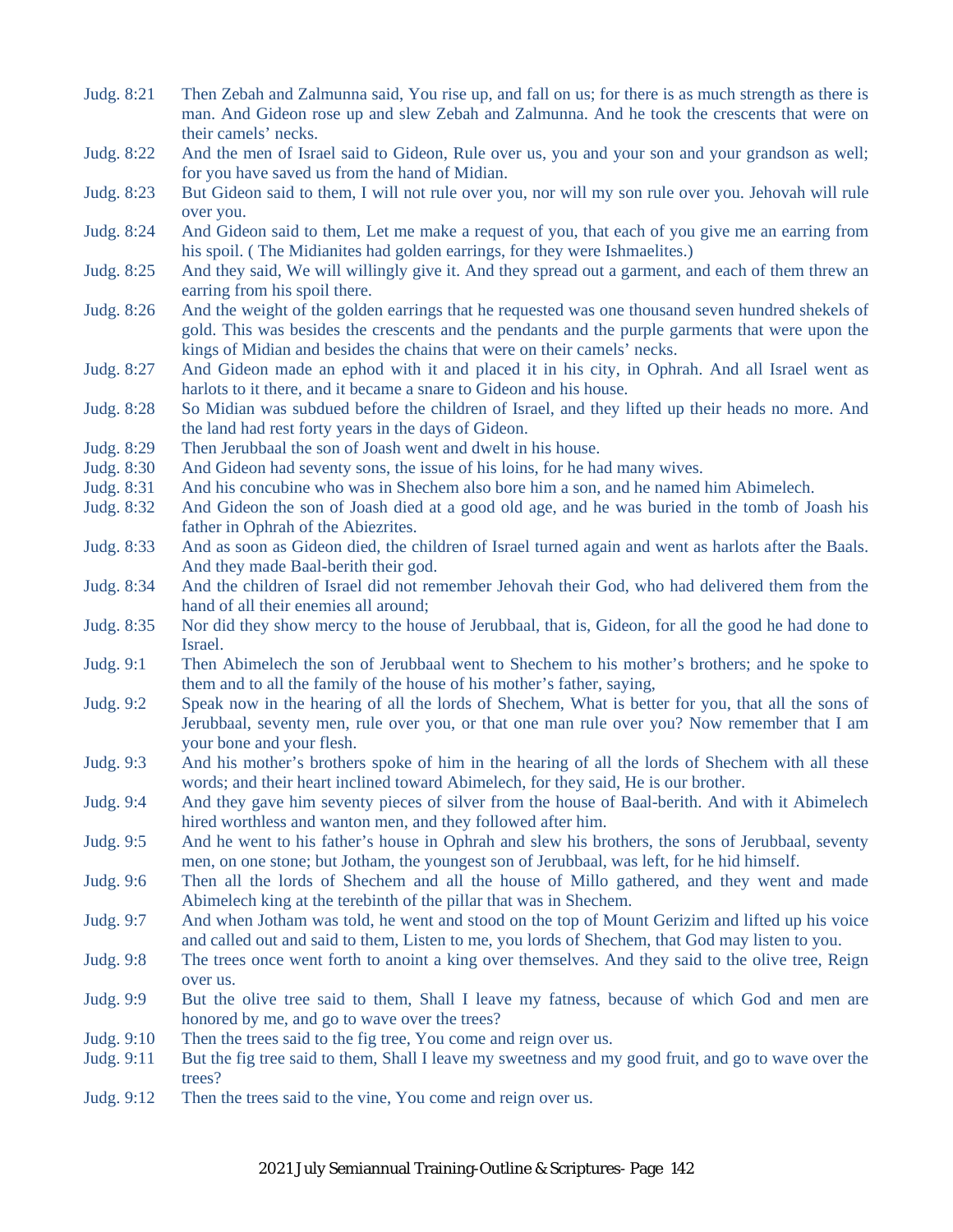Judg. 8:21 Then Zebah and Zalmunna said, You rise up, and fall on us; for there is as much strength as there is man. And Gideon rose up and slew Zebah and Zalmunna. And he took the crescents that were on their camels' necks.

Judg. 8:22 And the men of Israel said to Gideon, Rule over us, you and your son and your grandson as well; for you have saved us from the hand of Midian.

Judg. 8:23 But Gideon said to them, I will not rule over you, nor will my son rule over you. Jehovah will rule over you.

Judg. 8:24 And Gideon said to them, Let me make a request of you, that each of you give me an earring from his spoil. ( The Midianites had golden earrings, for they were Ishmaelites.)

Judg. 8:25 And they said, We will willingly give it. And they spread out a garment, and each of them threw an earring from his spoil there.

Judg. 8:26 And the weight of the golden earrings that he requested was one thousand seven hundred shekels of gold. This was besides the crescents and the pendants and the purple garments that were upon the kings of Midian and besides the chains that were on their camels' necks.

Judg. 8:27 And Gideon made an ephod with it and placed it in his city, in Ophrah. And all Israel went as harlots to it there, and it became a snare to Gideon and his house.

Judg. 8:28 So Midian was subdued before the children of Israel, and they lifted up their heads no more. And the land had rest forty years in the days of Gideon.

Judg. 8:29 Then Jerubbaal the son of Joash went and dwelt in his house.

Judg. 8:30 And Gideon had seventy sons, the issue of his loins, for he had many wives.

Judg. 8:31 And his concubine who was in Shechem also bore him a son, and he named him Abimelech.

Judg. 8:32 And Gideon the son of Joash died at a good old age, and he was buried in the tomb of Joash his father in Ophrah of the Abiezrites.

Judg. 8:33 And as soon as Gideon died, the children of Israel turned again and went as harlots after the Baals. And they made Baal-berith their god.

Judg. 8:34 And the children of Israel did not remember Jehovah their God, who had delivered them from the hand of all their enemies all around;

Judg. 8:35 Nor did they show mercy to the house of Jerubbaal, that is, Gideon, for all the good he had done to Israel.

Judg. 9:1 Then Abimelech the son of Jerubbaal went to Shechem to his mother's brothers; and he spoke to them and to all the family of the house of his mother's father, saying,

Judg. 9:2 Speak now in the hearing of all the lords of Shechem, What is better for you, that all the sons of Jerubbaal, seventy men, rule over you, or that one man rule over you? Now remember that I am your bone and your flesh.

Judg. 9:3 And his mother's brothers spoke of him in the hearing of all the lords of Shechem with all these words; and their heart inclined toward Abimelech, for they said, He is our brother.

Judg. 9:4 And they gave him seventy pieces of silver from the house of Baal-berith. And with it Abimelech hired worthless and wanton men, and they followed after him.

Judg. 9:5 And he went to his father's house in Ophrah and slew his brothers, the sons of Jerubbaal, seventy men, on one stone; but Jotham, the youngest son of Jerubbaal, was left, for he hid himself.

Judg. 9:6 Then all the lords of Shechem and all the house of Millo gathered, and they went and made Abimelech king at the terebinth of the pillar that was in Shechem.

Judg. 9:7 And when Jotham was told, he went and stood on the top of Mount Gerizim and lifted up his voice and called out and said to them, Listen to me, you lords of Shechem, that God may listen to you.

Judg. 9:8 The trees once went forth to anoint a king over themselves. And they said to the olive tree, Reign over us.

Judg. 9:9 But the olive tree said to them, Shall I leave my fatness, because of which God and men are honored by me, and go to wave over the trees?

Judg. 9:10 Then the trees said to the fig tree, You come and reign over us.

Judg. 9:11 But the fig tree said to them, Shall I leave my sweetness and my good fruit, and go to wave over the trees?

Judg. 9:12 Then the trees said to the vine, You come and reign over us.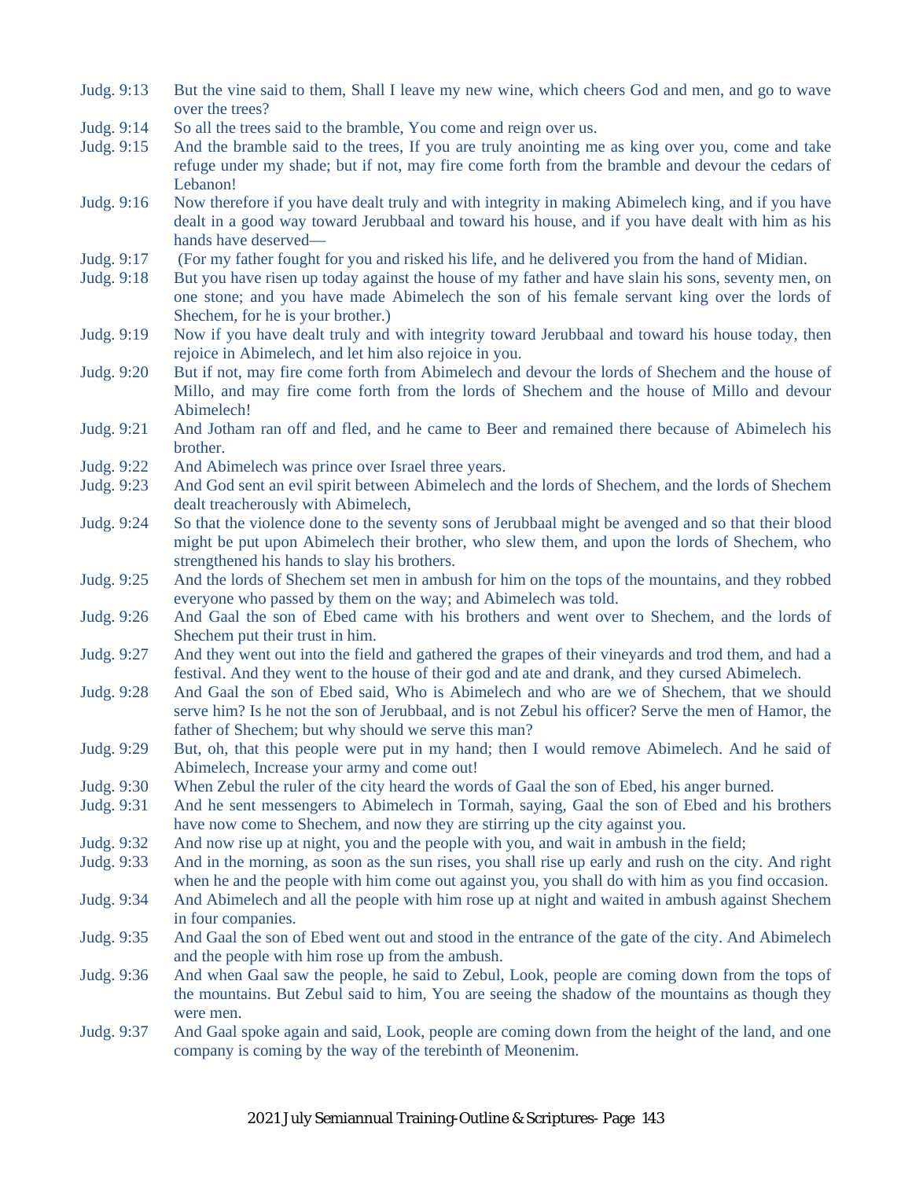Judg. 9:13 But the vine said to them, Shall I leave my new wine, which cheers God and men, and go to wave over the trees?

Judg. 9:14 So all the trees said to the bramble, You come and reign over us.

Judg. 9:15 And the bramble said to the trees, If you are truly anointing me as king over you, come and take refuge under my shade; but if not, may fire come forth from the bramble and devour the cedars of Lebanon!

Judg. 9:16 Now therefore if you have dealt truly and with integrity in making Abimelech king, and if you have dealt in a good way toward Jerubbaal and toward his house, and if you have dealt with him as his hands have deserved—

Judg. 9:17 (For my father fought for you and risked his life, and he delivered you from the hand of Midian.

Judg. 9:18 But you have risen up today against the house of my father and have slain his sons, seventy men, on one stone; and you have made Abimelech the son of his female servant king over the lords of Shechem, for he is your brother.)

Judg. 9:19 Now if you have dealt truly and with integrity toward Jerubbaal and toward his house today, then rejoice in Abimelech, and let him also rejoice in you.

Judg. 9:20 But if not, may fire come forth from Abimelech and devour the lords of Shechem and the house of Millo, and may fire come forth from the lords of Shechem and the house of Millo and devour Abimelech!

Judg. 9:21 And Jotham ran off and fled, and he came to Beer and remained there because of Abimelech his brother.

Judg. 9:22 And Abimelech was prince over Israel three years.

Judg. 9:23 And God sent an evil spirit between Abimelech and the lords of Shechem, and the lords of Shechem dealt treacherously with Abimelech,

Judg. 9:24 So that the violence done to the seventy sons of Jerubbaal might be avenged and so that their blood might be put upon Abimelech their brother, who slew them, and upon the lords of Shechem, who strengthened his hands to slay his brothers.

Judg. 9:25 And the lords of Shechem set men in ambush for him on the tops of the mountains, and they robbed everyone who passed by them on the way; and Abimelech was told.

Judg. 9:26 And Gaal the son of Ebed came with his brothers and went over to Shechem, and the lords of Shechem put their trust in him.

Judg. 9:27 And they went out into the field and gathered the grapes of their vineyards and trod them, and had a festival. And they went to the house of their god and ate and drank, and they cursed Abimelech.

Judg. 9:28 And Gaal the son of Ebed said, Who is Abimelech and who are we of Shechem, that we should serve him? Is he not the son of Jerubbaal, and is not Zebul his officer? Serve the men of Hamor, the father of Shechem; but why should we serve this man?

Judg. 9:29 But, oh, that this people were put in my hand; then I would remove Abimelech. And he said of Abimelech, Increase your army and come out!

Judg. 9:30 When Zebul the ruler of the city heard the words of Gaal the son of Ebed, his anger burned.

Judg. 9:31 And he sent messengers to Abimelech in Tormah, saying, Gaal the son of Ebed and his brothers have now come to Shechem, and now they are stirring up the city against you.

Judg. 9:32 And now rise up at night, you and the people with you, and wait in ambush in the field;

Judg. 9:33 And in the morning, as soon as the sun rises, you shall rise up early and rush on the city. And right when he and the people with him come out against you, you shall do with him as you find occasion.

Judg. 9:34 And Abimelech and all the people with him rose up at night and waited in ambush against Shechem in four companies.

Judg. 9:35 And Gaal the son of Ebed went out and stood in the entrance of the gate of the city. And Abimelech and the people with him rose up from the ambush.

Judg. 9:36 And when Gaal saw the people, he said to Zebul, Look, people are coming down from the tops of the mountains. But Zebul said to him, You are seeing the shadow of the mountains as though they were men.

Judg. 9:37 And Gaal spoke again and said, Look, people are coming down from the height of the land, and one company is coming by the way of the terebinth of Meonenim.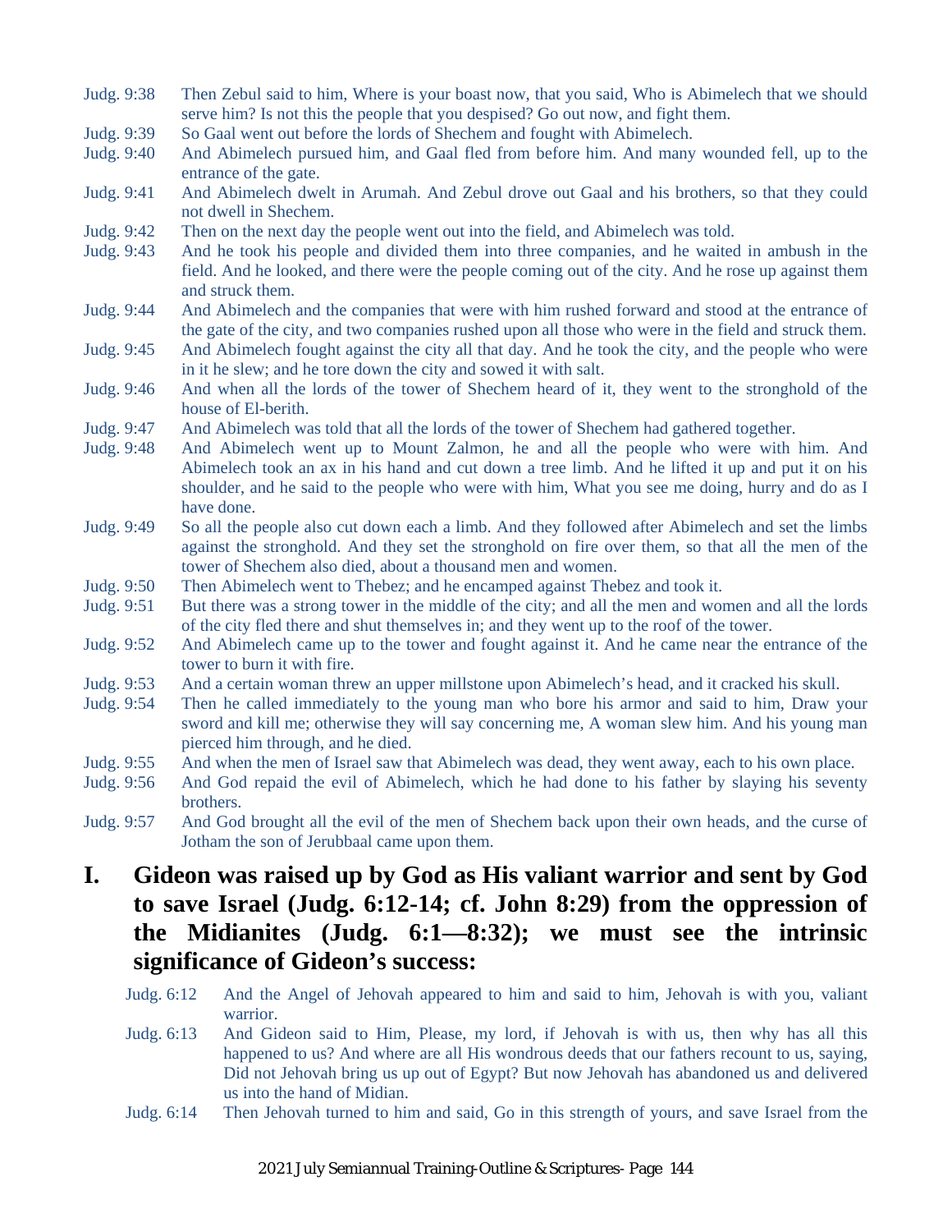Judg. 9:38 Then Zebul said to him, Where is your boast now, that you said, Who is Abimelech that we should serve him? Is not this the people that you despised? Go out now, and fight them.

Judg. 9:39 So Gaal went out before the lords of Shechem and fought with Abimelech.

Judg. 9:40 And Abimelech pursued him, and Gaal fled from before him. And many wounded fell, up to the entrance of the gate.

Judg. 9:41 And Abimelech dwelt in Arumah. And Zebul drove out Gaal and his brothers, so that they could not dwell in Shechem.

Judg. 9:42 Then on the next day the people went out into the field, and Abimelech was told.

Judg. 9:43 And he took his people and divided them into three companies, and he waited in ambush in the field. And he looked, and there were the people coming out of the city. And he rose up against them and struck them.

Judg. 9:44 And Abimelech and the companies that were with him rushed forward and stood at the entrance of the gate of the city, and two companies rushed upon all those who were in the field and struck them.

Judg. 9:45 And Abimelech fought against the city all that day. And he took the city, and the people who were in it he slew; and he tore down the city and sowed it with salt.

Judg. 9:46 And when all the lords of the tower of Shechem heard of it, they went to the stronghold of the house of El-berith.

Judg. 9:47 And Abimelech was told that all the lords of the tower of Shechem had gathered together.

Judg. 9:48 And Abimelech went up to Mount Zalmon, he and all the people who were with him. And Abimelech took an ax in his hand and cut down a tree limb. And he lifted it up and put it on his shoulder, and he said to the people who were with him, What you see me doing, hurry and do as I have done.

Judg. 9:49 So all the people also cut down each a limb. And they followed after Abimelech and set the limbs against the stronghold. And they set the stronghold on fire over them, so that all the men of the tower of Shechem also died, about a thousand men and women.

Judg. 9:50 Then Abimelech went to Thebez; and he encamped against Thebez and took it.

Judg. 9:51 But there was a strong tower in the middle of the city; and all the men and women and all the lords of the city fled there and shut themselves in; and they went up to the roof of the tower.

Judg. 9:52 And Abimelech came up to the tower and fought against it. And he came near the entrance of the tower to burn it with fire.

Judg. 9:53 And a certain woman threw an upper millstone upon Abimelech's head, and it cracked his skull.

Judg. 9:54 Then he called immediately to the young man who bore his armor and said to him, Draw your sword and kill me; otherwise they will say concerning me, A woman slew him. And his young man pierced him through, and he died.

Judg. 9:55 And when the men of Israel saw that Abimelech was dead, they went away, each to his own place.

Judg. 9:56 And God repaid the evil of Abimelech, which he had done to his father by slaying his seventy brothers.

Judg. 9:57 And God brought all the evil of the men of Shechem back upon their own heads, and the curse of Jotham the son of Jerubbaal came upon them.

## I. Gideon was raised up by God as His valiant warrior and sent by God to save Israel (Judg. 6:12-14; cf. John 8:29) from the oppression of the Midianites (Judg. 6:1—8:32); we must see the intrinsic significance of Gideon's success:

Judg. 6:12 And the Angel of Jehovah appeared to him and said to him, Jehovah is with you, valiant warrior.

Judg. 6:13 And Gideon said to Him, Please, my lord, if Jehovah is with us, then why has all this happened to us? And where are all His wondrous deeds that our fathers recount to us, saying, Did not Jehovah bring us up out of Egypt? But now Jehovah has abandoned us and delivered us into the hand of Midian.

Judg. 6:14 Then Jehovah turned to him and said, Go in this strength of yours, and save Israel from the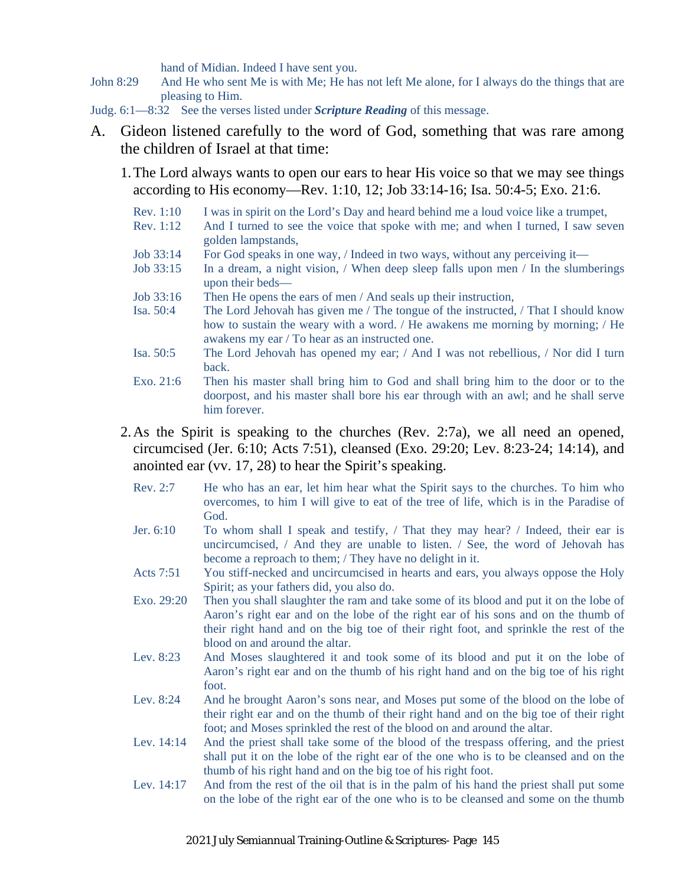hand of Midian. Indeed I have sent you.

John 8:29 And He who sent Me is with Me; He has not left Me alone, for I always do the things that are pleasing to Him.

Judg. 6:1—8:32 See the verses listed under ***Scripture Reading*** of this message.

A. Gideon listened carefully to the word of God, something that was rare among the children of Israel at that time:

1. The Lord always wants to open our ears to hear His voice so that we may see things according to His economy—Rev. 1:10, 12; Job 33:14-16; Isa. 50:4-5; Exo. 21:6.

Rev. 1:10 I was in spirit on the Lord's Day and heard behind me a loud voice like a trumpet,

Rev. 1:12 And I turned to see the voice that spoke with me; and when I turned, I saw seven golden lampstands,

Job 33:14 For God speaks in one way, / Indeed in two ways, without any perceiving it—

Job 33:15 In a dream, a night vision, / When deep sleep falls upon men / In the slumberings upon their beds—

Job 33:16 Then He opens the ears of men / And seals up their instruction,

Isa. 50:4 The Lord Jehovah has given me / The tongue of the instructed, / That I should know how to sustain the weary with a word. / He awakens me morning by morning; / He awakens my ear / To hear as an instructed one.

Isa. 50:5 The Lord Jehovah has opened my ear; / And I was not rebellious, / Nor did I turn back.

Exo. 21:6 Then his master shall bring him to God and shall bring him to the door or to the doorpost, and his master shall bore his ear through with an awl; and he shall serve him forever.

2. As the Spirit is speaking to the churches (Rev. 2:7a), we all need an opened, circumcised (Jer. 6:10; Acts 7:51), cleansed (Exo. 29:20; Lev. 8:23-24; 14:14), and anointed ear (vv. 17, 28) to hear the Spirit's speaking.

Rev. 2:7 He who has an ear, let him hear what the Spirit says to the churches. To him who overcomes, to him I will give to eat of the tree of life, which is in the Paradise of God.

Jer. 6:10 To whom shall I speak and testify, / That they may hear? / Indeed, their ear is uncircumcised, / And they are unable to listen. / See, the word of Jehovah has become a reproach to them; / They have no delight in it.

Acts 7:51 You stiff-necked and uncircumcised in hearts and ears, you always oppose the Holy Spirit; as your fathers did, you also do.

Exo. 29:20 Then you shall slaughter the ram and take some of its blood and put it on the lobe of Aaron's right ear and on the lobe of the right ear of his sons and on the thumb of their right hand and on the big toe of their right foot, and sprinkle the rest of the blood on and around the altar.

Lev. 8:23 And Moses slaughtered it and took some of its blood and put it on the lobe of Aaron's right ear and on the thumb of his right hand and on the big toe of his right foot.

Lev. 8:24 And he brought Aaron's sons near, and Moses put some of the blood on the lobe of their right ear and on the thumb of their right hand and on the big toe of their right foot; and Moses sprinkled the rest of the blood on and around the altar.

Lev. 14:14 And the priest shall take some of the blood of the trespass offering, and the priest shall put it on the lobe of the right ear of the one who is to be cleansed and on the thumb of his right hand and on the big toe of his right foot.

Lev. 14:17 And from the rest of the oil that is in the palm of his hand the priest shall put some on the lobe of the right ear of the one who is to be cleansed and some on the thumb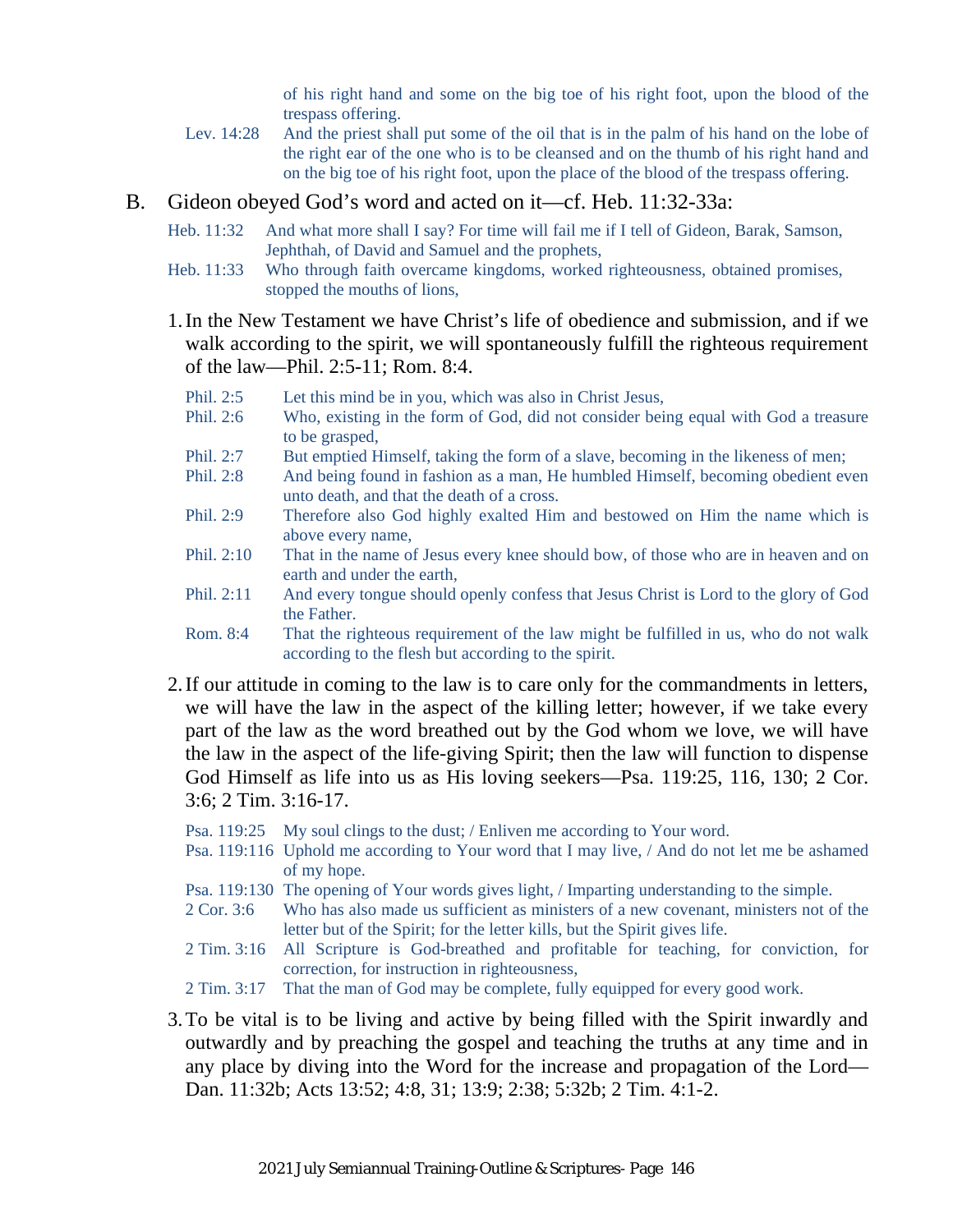of his right hand and some on the big toe of his right foot, upon the blood of the trespass offering.

Lev. 14:28 And the priest shall put some of the oil that is in the palm of his hand on the lobe of the right ear of the one who is to be cleansed and on the thumb of his right hand and on the big toe of his right foot, upon the place of the blood of the trespass offering.

B. Gideon obeyed God's word and acted on it—cf. Heb. 11:32-33a:

Heb. 11:32 And what more shall I say? For time will fail me if I tell of Gideon, Barak, Samson, Jephthah, of David and Samuel and the prophets,

Heb. 11:33 Who through faith overcame kingdoms, worked righteousness, obtained promises, stopped the mouths of lions,

1. In the New Testament we have Christ's life of obedience and submission, and if we walk according to the spirit, we will spontaneously fulfill the righteous requirement of the law—Phil. 2:5-11; Rom. 8:4.

Phil. 2:5 Let this mind be in you, which was also in Christ Jesus,

Phil. 2:6 Who, existing in the form of God, did not consider being equal with God a treasure to be grasped,

Phil. 2:7 But emptied Himself, taking the form of a slave, becoming in the likeness of men;

Phil. 2:8 And being found in fashion as a man, He humbled Himself, becoming obedient even unto death, and that the death of a cross.

Phil. 2:9 Therefore also God highly exalted Him and bestowed on Him the name which is above every name,

Phil. 2:10 That in the name of Jesus every knee should bow, of those who are in heaven and on earth and under the earth,

Phil. 2:11 And every tongue should openly confess that Jesus Christ is Lord to the glory of God the Father.

Rom. 8:4 That the righteous requirement of the law might be fulfilled in us, who do not walk according to the flesh but according to the spirit.

2. If our attitude in coming to the law is to care only for the commandments in letters, we will have the law in the aspect of the killing letter; however, if we take every part of the law as the word breathed out by the God whom we love, we will have the law in the aspect of the life-giving Spirit; then the law will function to dispense God Himself as life into us as His loving seekers—Psa. 119:25, 116, 130; 2 Cor. 3:6; 2 Tim. 3:16-17.

Psa. 119:25 My soul clings to the dust; / Enliven me according to Your word.

Psa. 119:116 Uphold me according to Your word that I may live, / And do not let me be ashamed of my hope.

Psa. 119:130 The opening of Your words gives light, / Imparting understanding to the simple.

2 Cor. 3:6 Who has also made us sufficient as ministers of a new covenant, ministers not of the letter but of the Spirit; for the letter kills, but the Spirit gives life.

2 Tim. 3:16 All Scripture is God-breathed and profitable for teaching, for conviction, for correction, for instruction in righteousness,

2 Tim. 3:17 That the man of God may be complete, fully equipped for every good work.

3. To be vital is to be living and active by being filled with the Spirit inwardly and outwardly and by preaching the gospel and teaching the truths at any time and in any place by diving into the Word for the increase and propagation of the Lord—Dan. 11:32b; Acts 13:52; 4:8, 31; 13:9; 2:38; 5:32b; 2 Tim. 4:1-2.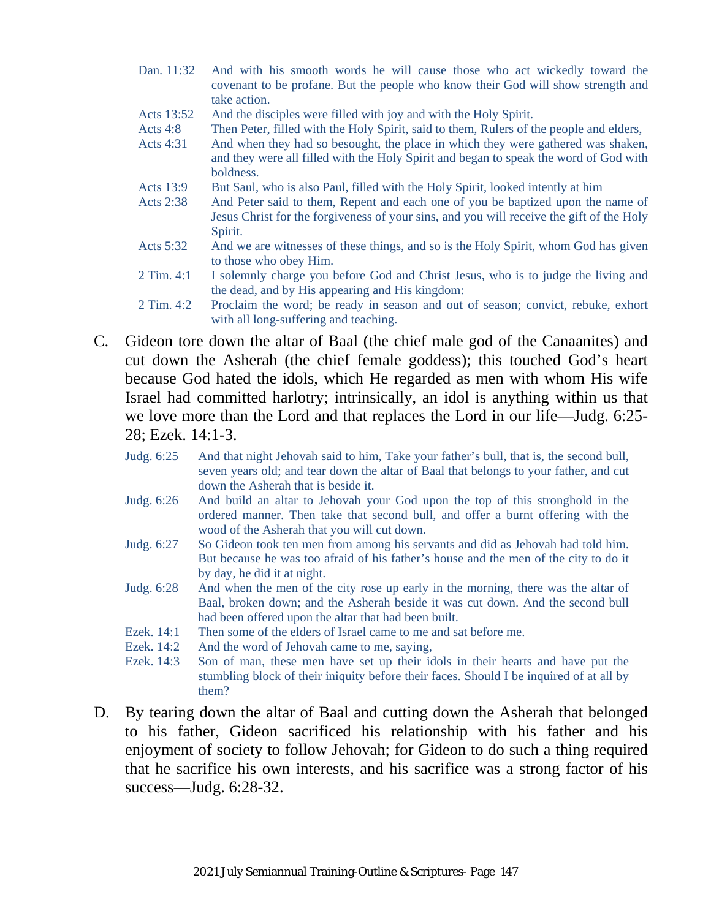| | |
|---|---|
| Dan. 11:32 | And with his smooth words he will cause those who act wickedly toward the covenant to be profane. But the people who know their God will show strength and take action. |
| Acts 13:52 | And the disciples were filled with joy and with the Holy Spirit. |
| Acts 4:8 | Then Peter, filled with the Holy Spirit, said to them, Rulers of the people and elders, |
| Acts 4:31 | And when they had so besought, the place in which they were gathered was shaken, and they were all filled with the Holy Spirit and began to speak the word of God with boldness. |
| Acts 13:9 | But Saul, who is also Paul, filled with the Holy Spirit, looked intently at him |
| Acts 2:38 | And Peter said to them, Repent and each one of you be baptized upon the name of Jesus Christ for the forgiveness of your sins, and you will receive the gift of the Holy Spirit. |
| Acts 5:32 | And we are witnesses of these things, and so is the Holy Spirit, whom God has given to those who obey Him. |
| 2 Tim. 4:1 | I solemnly charge you before God and Christ Jesus, who is to judge the living and the dead, and by His appearing and His kingdom: |
| 2 Tim. 4:2 | Proclaim the word; be ready in season and out of season; convict, rebuke, exhort with all long-suffering and teaching. |

C. Gideon tore down the altar of Baal (the chief male god of the Canaanites) and cut down the Asherah (the chief female goddess); this touched God's heart because God hated the idols, which He regarded as men with whom His wife Israel had committed harlotry; intrinsically, an idol is anything within us that we love more than the Lord and that replaces the Lord in our life—Judg. 6:25-28; Ezek. 14:1-3.

| | |
|---|---|
| Judg. 6:25 | And that night Jehovah said to him, Take your father's bull, that is, the second bull, seven years old; and tear down the altar of Baal that belongs to your father, and cut down the Asherah that is beside it. |
| Judg. 6:26 | And build an altar to Jehovah your God upon the top of this stronghold in the ordered manner. Then take that second bull, and offer a burnt offering with the wood of the Asherah that you will cut down. |
| Judg. 6:27 | So Gideon took ten men from among his servants and did as Jehovah had told him. But because he was too afraid of his father's house and the men of the city to do it by day, he did it at night. |
| Judg. 6:28 | And when the men of the city rose up early in the morning, there was the altar of Baal, broken down; and the Asherah beside it was cut down. And the second bull had been offered upon the altar that had been built. |
| Ezek. 14:1 | Then some of the elders of Israel came to me and sat before me. |
| Ezek. 14:2 | And the word of Jehovah came to me, saying, |
| Ezek. 14:3 | Son of man, these men have set up their idols in their hearts and have put the stumbling block of their iniquity before their faces. Should I be inquired of at all by them? |

D. By tearing down the altar of Baal and cutting down the Asherah that belonged to his father, Gideon sacrificed his relationship with his father and his enjoyment of society to follow Jehovah; for Gideon to do such a thing required that he sacrifice his own interests, and his sacrifice was a strong factor of his success—Judg. 6:28-32.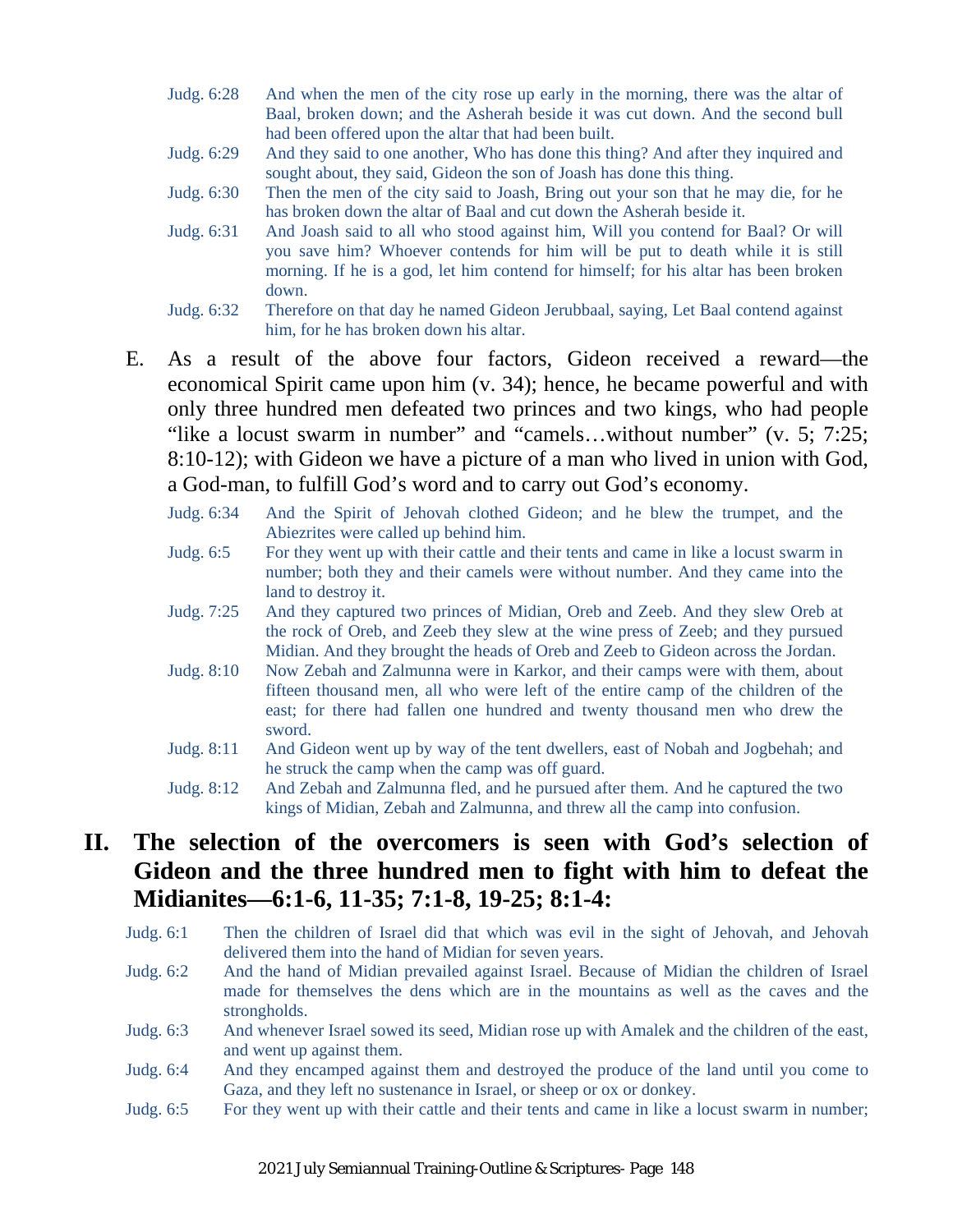Judg. 6:28 And when the men of the city rose up early in the morning, there was the altar of Baal, broken down; and the Asherah beside it was cut down. And the second bull had been offered upon the altar that had been built.

Judg. 6:29 And they said to one another, Who has done this thing? And after they inquired and sought about, they said, Gideon the son of Joash has done this thing.

Judg. 6:30 Then the men of the city said to Joash, Bring out your son that he may die, for he has broken down the altar of Baal and cut down the Asherah beside it.

Judg. 6:31 And Joash said to all who stood against him, Will you contend for Baal? Or will you save him? Whoever contends for him will be put to death while it is still morning. If he is a god, let him contend for himself; for his altar has been broken down.

Judg. 6:32 Therefore on that day he named Gideon Jerubbaal, saying, Let Baal contend against him, for he has broken down his altar.

E. As a result of the above four factors, Gideon received a reward—the economical Spirit came upon him (v. 34); hence, he became powerful and with only three hundred men defeated two princes and two kings, who had people "like a locust swarm in number" and "camels…without number" (v. 5; 7:25; 8:10-12); with Gideon we have a picture of a man who lived in union with God, a God-man, to fulfill God's word and to carry out God's economy.

Judg. 6:34 And the Spirit of Jehovah clothed Gideon; and he blew the trumpet, and the Abiezrites were called up behind him.

Judg. 6:5 For they went up with their cattle and their tents and came in like a locust swarm in number; both they and their camels were without number. And they came into the land to destroy it.

Judg. 7:25 And they captured two princes of Midian, Oreb and Zeeb. And they slew Oreb at the rock of Oreb, and Zeeb they slew at the wine press of Zeeb; and they pursued Midian. And they brought the heads of Oreb and Zeeb to Gideon across the Jordan.

Judg. 8:10 Now Zebah and Zalmunna were in Karkor, and their camps were with them, about fifteen thousand men, all who were left of the entire camp of the children of the east; for there had fallen one hundred and twenty thousand men who drew the sword.

Judg. 8:11 And Gideon went up by way of the tent dwellers, east of Nobah and Jogbehah; and he struck the camp when the camp was off guard.

Judg. 8:12 And Zebah and Zalmunna fled, and he pursued after them. And he captured the two kings of Midian, Zebah and Zalmunna, and threw all the camp into confusion.

## II. The selection of the overcomers is seen with God's selection of Gideon and the three hundred men to fight with him to defeat the Midianites—6:1-6, 11-35; 7:1-8, 19-25; 8:1-4:

Judg. 6:1 Then the children of Israel did that which was evil in the sight of Jehovah, and Jehovah delivered them into the hand of Midian for seven years.

Judg. 6:2 And the hand of Midian prevailed against Israel. Because of Midian the children of Israel made for themselves the dens which are in the mountains as well as the caves and the strongholds.

Judg. 6:3 And whenever Israel sowed its seed, Midian rose up with Amalek and the children of the east, and went up against them.

Judg. 6:4 And they encamped against them and destroyed the produce of the land until you come to Gaza, and they left no sustenance in Israel, or sheep or ox or donkey.

Judg. 6:5 For they went up with their cattle and their tents and came in like a locust swarm in number;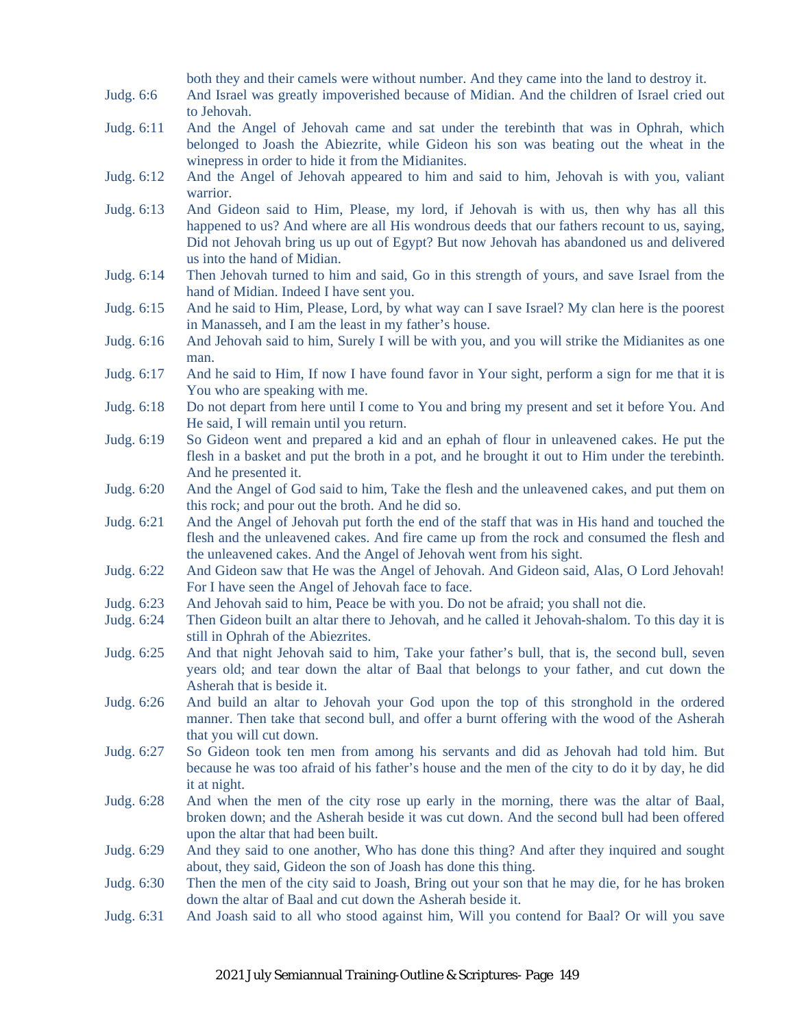both they and their camels were without number. And they came into the land to destroy it.

Judg. 6:6 And Israel was greatly impoverished because of Midian. And the children of Israel cried out to Jehovah.

Judg. 6:11 And the Angel of Jehovah came and sat under the terebinth that was in Ophrah, which belonged to Joash the Abiezrite, while Gideon his son was beating out the wheat in the winepress in order to hide it from the Midianites.

Judg. 6:12 And the Angel of Jehovah appeared to him and said to him, Jehovah is with you, valiant warrior.

Judg. 6:13 And Gideon said to Him, Please, my lord, if Jehovah is with us, then why has all this happened to us? And where are all His wondrous deeds that our fathers recount to us, saying, Did not Jehovah bring us up out of Egypt? But now Jehovah has abandoned us and delivered us into the hand of Midian.

Judg. 6:14 Then Jehovah turned to him and said, Go in this strength of yours, and save Israel from the hand of Midian. Indeed I have sent you.

Judg. 6:15 And he said to Him, Please, Lord, by what way can I save Israel? My clan here is the poorest in Manasseh, and I am the least in my father's house.

Judg. 6:16 And Jehovah said to him, Surely I will be with you, and you will strike the Midianites as one man.

Judg. 6:17 And he said to Him, If now I have found favor in Your sight, perform a sign for me that it is You who are speaking with me.

Judg. 6:18 Do not depart from here until I come to You and bring my present and set it before You. And He said, I will remain until you return.

Judg. 6:19 So Gideon went and prepared a kid and an ephah of flour in unleavened cakes. He put the flesh in a basket and put the broth in a pot, and he brought it out to Him under the terebinth. And he presented it.

Judg. 6:20 And the Angel of God said to him, Take the flesh and the unleavened cakes, and put them on this rock; and pour out the broth. And he did so.

Judg. 6:21 And the Angel of Jehovah put forth the end of the staff that was in His hand and touched the flesh and the unleavened cakes. And fire came up from the rock and consumed the flesh and the unleavened cakes. And the Angel of Jehovah went from his sight.

Judg. 6:22 And Gideon saw that He was the Angel of Jehovah. And Gideon said, Alas, O Lord Jehovah! For I have seen the Angel of Jehovah face to face.

Judg. 6:23 And Jehovah said to him, Peace be with you. Do not be afraid; you shall not die.

Judg. 6:24 Then Gideon built an altar there to Jehovah, and he called it Jehovah-shalom. To this day it is still in Ophrah of the Abiezrites.

Judg. 6:25 And that night Jehovah said to him, Take your father's bull, that is, the second bull, seven years old; and tear down the altar of Baal that belongs to your father, and cut down the Asherah that is beside it.

Judg. 6:26 And build an altar to Jehovah your God upon the top of this stronghold in the ordered manner. Then take that second bull, and offer a burnt offering with the wood of the Asherah that you will cut down.

Judg. 6:27 So Gideon took ten men from among his servants and did as Jehovah had told him. But because he was too afraid of his father's house and the men of the city to do it by day, he did it at night.

Judg. 6:28 And when the men of the city rose up early in the morning, there was the altar of Baal, broken down; and the Asherah beside it was cut down. And the second bull had been offered upon the altar that had been built.

Judg. 6:29 And they said to one another, Who has done this thing? And after they inquired and sought about, they said, Gideon the son of Joash has done this thing.

Judg. 6:30 Then the men of the city said to Joash, Bring out your son that he may die, for he has broken down the altar of Baal and cut down the Asherah beside it.

Judg. 6:31 And Joash said to all who stood against him, Will you contend for Baal? Or will you save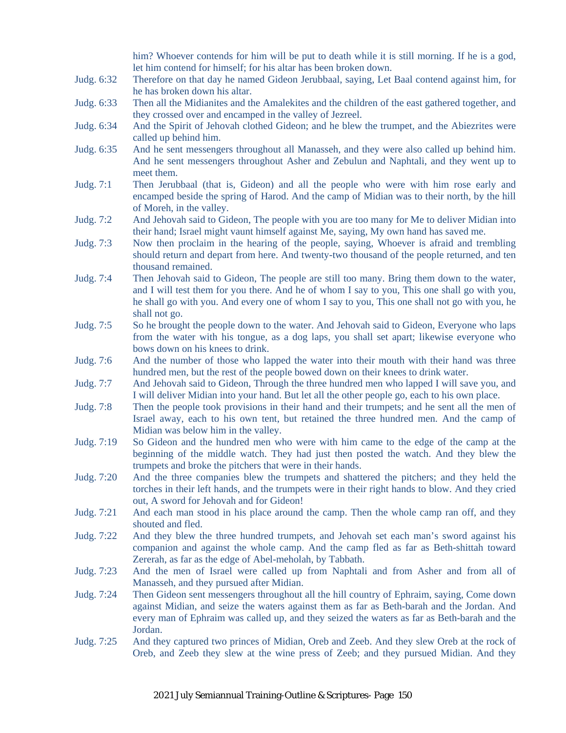him? Whoever contends for him will be put to death while it is still morning. If he is a god, let him contend for himself; for his altar has been broken down.

Judg. 6:32 Therefore on that day he named Gideon Jerubbaal, saying, Let Baal contend against him, for he has broken down his altar.

Judg. 6:33 Then all the Midianites and the Amalekites and the children of the east gathered together, and they crossed over and encamped in the valley of Jezreel.

Judg. 6:34 And the Spirit of Jehovah clothed Gideon; and he blew the trumpet, and the Abiezrites were called up behind him.

Judg. 6:35 And he sent messengers throughout all Manasseh, and they were also called up behind him. And he sent messengers throughout Asher and Zebulun and Naphtali, and they went up to meet them.

Judg. 7:1 Then Jerubbaal (that is, Gideon) and all the people who were with him rose early and encamped beside the spring of Harod. And the camp of Midian was to their north, by the hill of Moreh, in the valley.

Judg. 7:2 And Jehovah said to Gideon, The people with you are too many for Me to deliver Midian into their hand; Israel might vaunt himself against Me, saying, My own hand has saved me.

Judg. 7:3 Now then proclaim in the hearing of the people, saying, Whoever is afraid and trembling should return and depart from here. And twenty-two thousand of the people returned, and ten thousand remained.

Judg. 7:4 Then Jehovah said to Gideon, The people are still too many. Bring them down to the water, and I will test them for you there. And he of whom I say to you, This one shall go with you, he shall go with you. And every one of whom I say to you, This one shall not go with you, he shall not go.

Judg. 7:5 So he brought the people down to the water. And Jehovah said to Gideon, Everyone who laps from the water with his tongue, as a dog laps, you shall set apart; likewise everyone who bows down on his knees to drink.

Judg. 7:6 And the number of those who lapped the water into their mouth with their hand was three hundred men, but the rest of the people bowed down on their knees to drink water.

Judg. 7:7 And Jehovah said to Gideon, Through the three hundred men who lapped I will save you, and I will deliver Midian into your hand. But let all the other people go, each to his own place.

Judg. 7:8 Then the people took provisions in their hand and their trumpets; and he sent all the men of Israel away, each to his own tent, but retained the three hundred men. And the camp of Midian was below him in the valley.

Judg. 7:19 So Gideon and the hundred men who were with him came to the edge of the camp at the beginning of the middle watch. They had just then posted the watch. And they blew the trumpets and broke the pitchers that were in their hands.

Judg. 7:20 And the three companies blew the trumpets and shattered the pitchers; and they held the torches in their left hands, and the trumpets were in their right hands to blow. And they cried out, A sword for Jehovah and for Gideon!

Judg. 7:21 And each man stood in his place around the camp. Then the whole camp ran off, and they shouted and fled.

Judg. 7:22 And they blew the three hundred trumpets, and Jehovah set each man's sword against his companion and against the whole camp. And the camp fled as far as Beth-shittah toward Zererah, as far as the edge of Abel-meholah, by Tabbath.

Judg. 7:23 And the men of Israel were called up from Naphtali and from Asher and from all of Manasseh, and they pursued after Midian.

Judg. 7:24 Then Gideon sent messengers throughout all the hill country of Ephraim, saying, Come down against Midian, and seize the waters against them as far as Beth-barah and the Jordan. And every man of Ephraim was called up, and they seized the waters as far as Beth-barah and the Jordan.

Judg. 7:25 And they captured two princes of Midian, Oreb and Zeeb. And they slew Oreb at the rock of Oreb, and Zeeb they slew at the wine press of Zeeb; and they pursued Midian. And they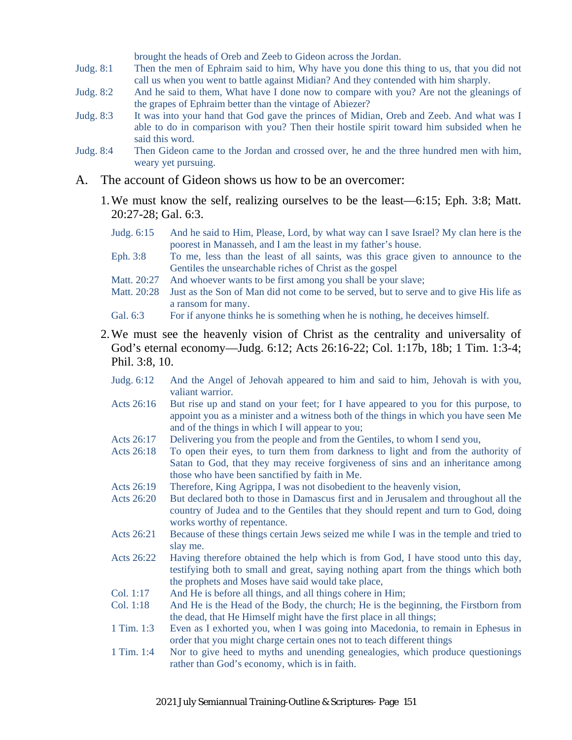brought the heads of Oreb and Zeeb to Gideon across the Jordan.

Judg. 8:1 Then the men of Ephraim said to him, Why have you done this thing to us, that you did not call us when you went to battle against Midian? And they contended with him sharply.

Judg. 8:2 And he said to them, What have I done now to compare with you? Are not the gleanings of the grapes of Ephraim better than the vintage of Abiezer?

Judg. 8:3 It was into your hand that God gave the princes of Midian, Oreb and Zeeb. And what was I able to do in comparison with you? Then their hostile spirit toward him subsided when he said this word.

Judg. 8:4 Then Gideon came to the Jordan and crossed over, he and the three hundred men with him, weary yet pursuing.

A. The account of Gideon shows us how to be an overcomer:

1. We must know the self, realizing ourselves to be the least—6:15; Eph. 3:8; Matt. 20:27-28; Gal. 6:3.

Judg. 6:15 And he said to Him, Please, Lord, by what way can I save Israel? My clan here is the poorest in Manasseh, and I am the least in my father's house.

Eph. 3:8 To me, less than the least of all saints, was this grace given to announce to the Gentiles the unsearchable riches of Christ as the gospel

Matt. 20:27 And whoever wants to be first among you shall be your slave;

Matt. 20:28 Just as the Son of Man did not come to be served, but to serve and to give His life as a ransom for many.

Gal. 6:3 For if anyone thinks he is something when he is nothing, he deceives himself.

2. We must see the heavenly vision of Christ as the centrality and universality of God's eternal economy—Judg. 6:12; Acts 26:16-22; Col. 1:17b, 18b; 1 Tim. 1:3-4; Phil. 3:8, 10.

Judg. 6:12 And the Angel of Jehovah appeared to him and said to him, Jehovah is with you, valiant warrior.

Acts 26:16 But rise up and stand on your feet; for I have appeared to you for this purpose, to appoint you as a minister and a witness both of the things in which you have seen Me and of the things in which I will appear to you;

Acts 26:17 Delivering you from the people and from the Gentiles, to whom I send you,

Acts 26:18 To open their eyes, to turn them from darkness to light and from the authority of Satan to God, that they may receive forgiveness of sins and an inheritance among those who have been sanctified by faith in Me.

Acts 26:19 Therefore, King Agrippa, I was not disobedient to the heavenly vision,

Acts 26:20 But declared both to those in Damascus first and in Jerusalem and throughout all the country of Judea and to the Gentiles that they should repent and turn to God, doing works worthy of repentance.

Acts 26:21 Because of these things certain Jews seized me while I was in the temple and tried to slay me.

Acts 26:22 Having therefore obtained the help which is from God, I have stood unto this day, testifying both to small and great, saying nothing apart from the things which both the prophets and Moses have said would take place,

Col. 1:17 And He is before all things, and all things cohere in Him;

Col. 1:18 And He is the Head of the Body, the church; He is the beginning, the Firstborn from the dead, that He Himself might have the first place in all things;

1 Tim. 1:3 Even as I exhorted you, when I was going into Macedonia, to remain in Ephesus in order that you might charge certain ones not to teach different things

1 Tim. 1:4 Nor to give heed to myths and unending genealogies, which produce questionings rather than God's economy, which is in faith.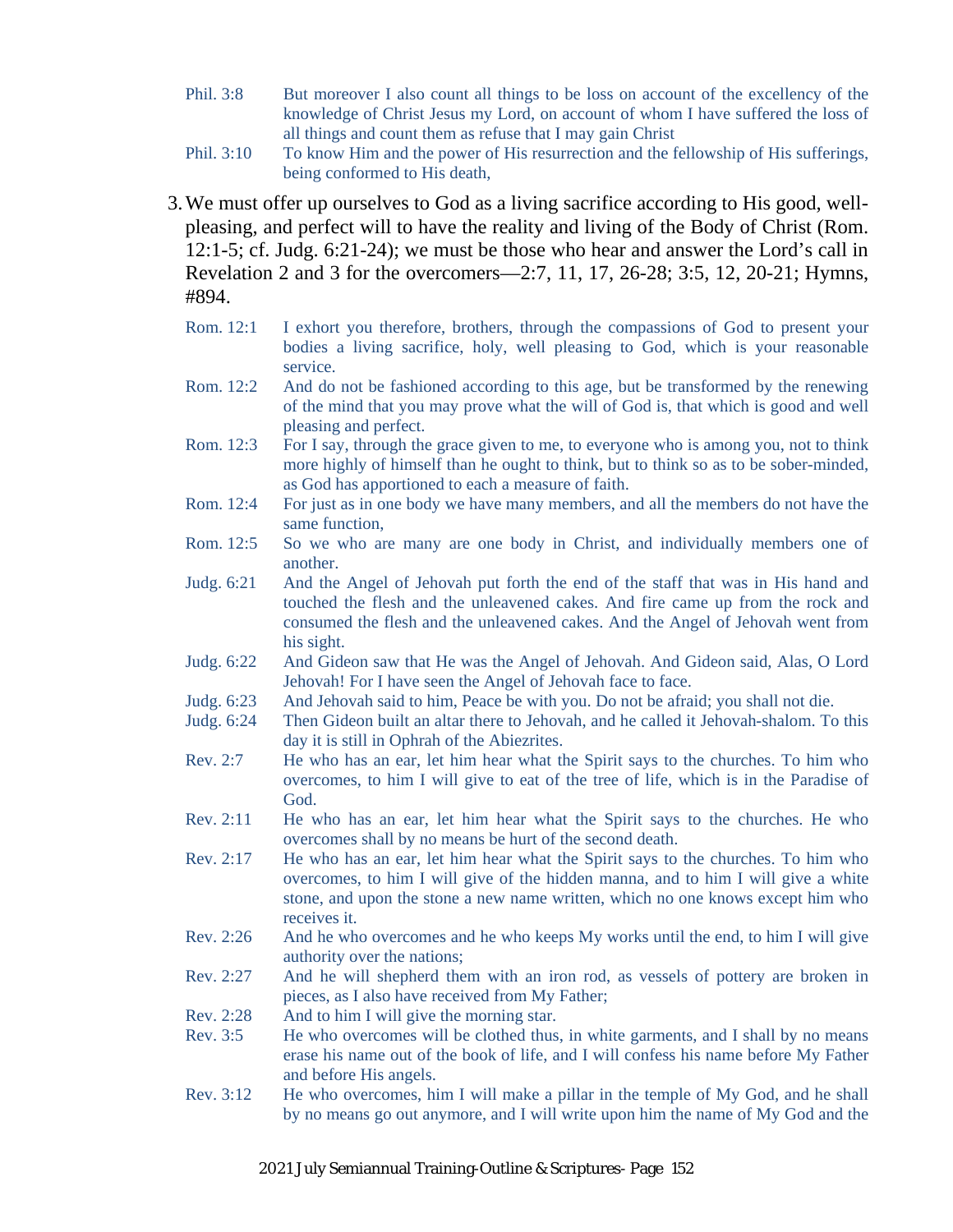Phil. 3:8 But moreover I also count all things to be loss on account of the excellency of the knowledge of Christ Jesus my Lord, on account of whom I have suffered the loss of all things and count them as refuse that I may gain Christ

Phil. 3:10 To know Him and the power of His resurrection and the fellowship of His sufferings, being conformed to His death,

3. We must offer up ourselves to God as a living sacrifice according to His good, well-pleasing, and perfect will to have the reality and living of the Body of Christ (Rom. 12:1-5; cf. Judg. 6:21-24); we must be those who hear and answer the Lord's call in Revelation 2 and 3 for the overcomers—2:7, 11, 17, 26-28; 3:5, 12, 20-21; Hymns, #894.

Rom. 12:1 I exhort you therefore, brothers, through the compassions of God to present your bodies a living sacrifice, holy, well pleasing to God, which is your reasonable service.

Rom. 12:2 And do not be fashioned according to this age, but be transformed by the renewing of the mind that you may prove what the will of God is, that which is good and well pleasing and perfect.

Rom. 12:3 For I say, through the grace given to me, to everyone who is among you, not to think more highly of himself than he ought to think, but to think so as to be sober-minded, as God has apportioned to each a measure of faith.

Rom. 12:4 For just as in one body we have many members, and all the members do not have the same function,

Rom. 12:5 So we who are many are one body in Christ, and individually members one of another.

Judg. 6:21 And the Angel of Jehovah put forth the end of the staff that was in His hand and touched the flesh and the unleavened cakes. And fire came up from the rock and consumed the flesh and the unleavened cakes. And the Angel of Jehovah went from his sight.

Judg. 6:22 And Gideon saw that He was the Angel of Jehovah. And Gideon said, Alas, O Lord Jehovah! For I have seen the Angel of Jehovah face to face.

Judg. 6:23 And Jehovah said to him, Peace be with you. Do not be afraid; you shall not die.

Judg. 6:24 Then Gideon built an altar there to Jehovah, and he called it Jehovah-shalom. To this day it is still in Ophrah of the Abiezrites.

Rev. 2:7 He who has an ear, let him hear what the Spirit says to the churches. To him who overcomes, to him I will give to eat of the tree of life, which is in the Paradise of God.

Rev. 2:11 He who has an ear, let him hear what the Spirit says to the churches. He who overcomes shall by no means be hurt of the second death.

Rev. 2:17 He who has an ear, let him hear what the Spirit says to the churches. To him who overcomes, to him I will give of the hidden manna, and to him I will give a white stone, and upon the stone a new name written, which no one knows except him who receives it.

Rev. 2:26 And he who overcomes and he who keeps My works until the end, to him I will give authority over the nations;

Rev. 2:27 And he will shepherd them with an iron rod, as vessels of pottery are broken in pieces, as I also have received from My Father;

Rev. 2:28 And to him I will give the morning star.

Rev. 3:5 He who overcomes will be clothed thus, in white garments, and I shall by no means erase his name out of the book of life, and I will confess his name before My Father and before His angels.

Rev. 3:12 He who overcomes, him I will make a pillar in the temple of My God, and he shall by no means go out anymore, and I will write upon him the name of My God and the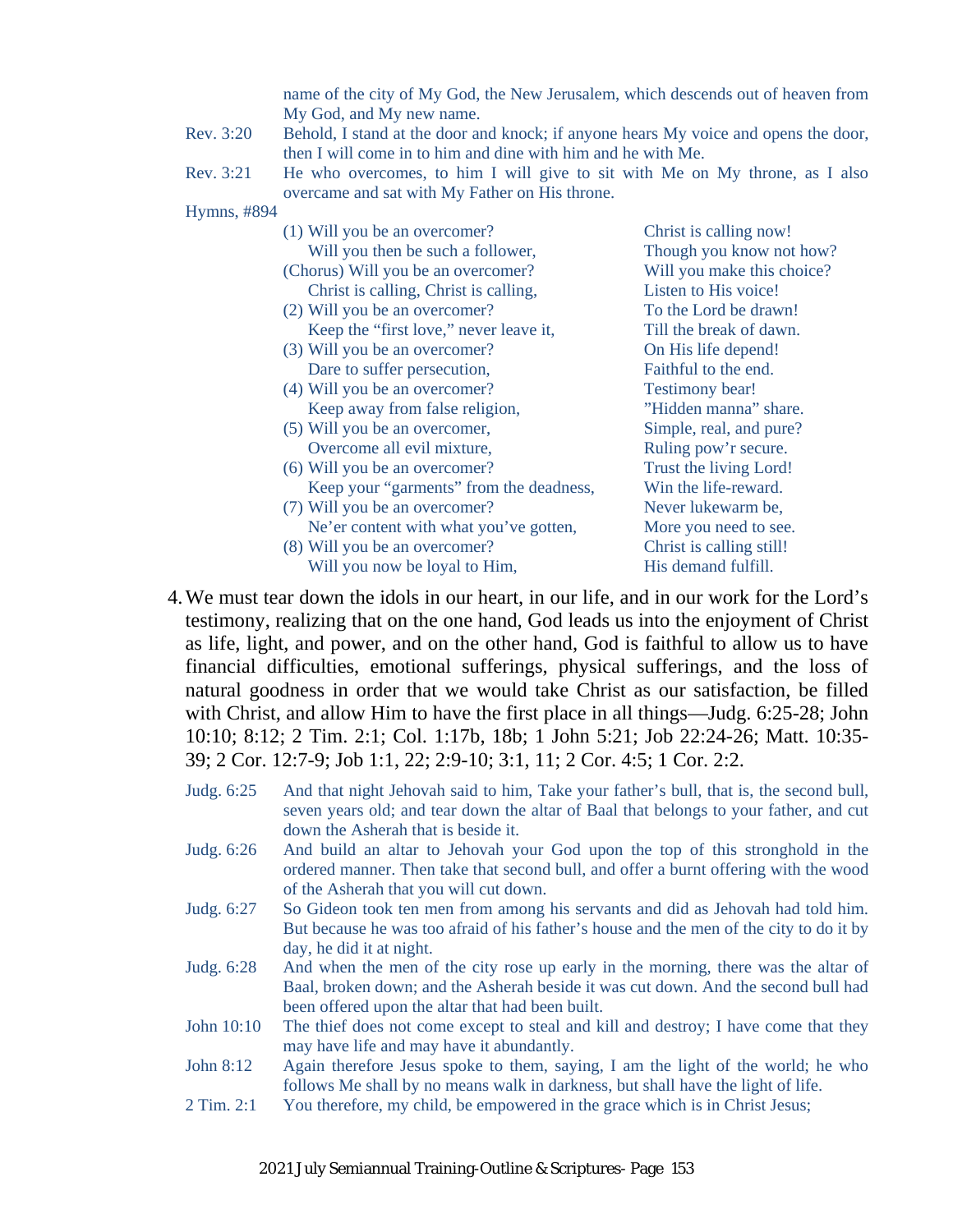name of the city of My God, the New Jerusalem, which descends out of heaven from My God, and My new name.

Rev. 3:20 Behold, I stand at the door and knock; if anyone hears My voice and opens the door, then I will come in to him and dine with him and he with Me.

Rev. 3:21 He who overcomes, to him I will give to sit with Me on My throne, as I also overcame and sat with My Father on His throne.

Hymns, #894

(1) Will you be an overcomer? Christ is calling now!
Will you then be such a follower, Though you know not how?

(Chorus) Will you be an overcomer? Will you make this choice?
Christ is calling, Christ is calling, Listen to His voice!

(2) Will you be an overcomer? To the Lord be drawn!
Keep the "first love," never leave it, Till the break of dawn.

(3) Will you be an overcomer? On His life depend!
Dare to suffer persecution, Faithful to the end.

(4) Will you be an overcomer? Testimony bear!
Keep away from false religion, "Hidden manna" share.

(5) Will you be an overcomer, Simple, real, and pure?
Overcome all evil mixture, Ruling pow'r secure.

(6) Will you be an overcomer? Trust the living Lord!
Keep your "garments" from the deadness, Win the life-reward.

(7) Will you be an overcomer? Never lukewarm be,
Ne'er content with what you've gotten, More you need to see.

(8) Will you be an overcomer? Christ is calling still!
Will you now be loyal to Him, His demand fulfill.

4. We must tear down the idols in our heart, in our life, and in our work for the Lord's testimony, realizing that on the one hand, God leads us into the enjoyment of Christ as life, light, and power, and on the other hand, God is faithful to allow us to have financial difficulties, emotional sufferings, physical sufferings, and the loss of natural goodness in order that we would take Christ as our satisfaction, be filled with Christ, and allow Him to have the first place in all things—Judg. 6:25-28; John 10:10; 8:12; 2 Tim. 2:1; Col. 1:17b, 18b; 1 John 5:21; Job 22:24-26; Matt. 10:35-39; 2 Cor. 12:7-9; Job 1:1, 22; 2:9-10; 3:1, 11; 2 Cor. 4:5; 1 Cor. 2:2.

Judg. 6:25 And that night Jehovah said to him, Take your father's bull, that is, the second bull, seven years old; and tear down the altar of Baal that belongs to your father, and cut down the Asherah that is beside it.

Judg. 6:26 And build an altar to Jehovah your God upon the top of this stronghold in the ordered manner. Then take that second bull, and offer a burnt offering with the wood of the Asherah that you will cut down.

Judg. 6:27 So Gideon took ten men from among his servants and did as Jehovah had told him. But because he was too afraid of his father's house and the men of the city to do it by day, he did it at night.

Judg. 6:28 And when the men of the city rose up early in the morning, there was the altar of Baal, broken down; and the Asherah beside it was cut down. And the second bull had been offered upon the altar that had been built.

John 10:10 The thief does not come except to steal and kill and destroy; I have come that they may have life and may have it abundantly.

John 8:12 Again therefore Jesus spoke to them, saying, I am the light of the world; he who follows Me shall by no means walk in darkness, but shall have the light of life.

2 Tim. 2:1 You therefore, my child, be empowered in the grace which is in Christ Jesus;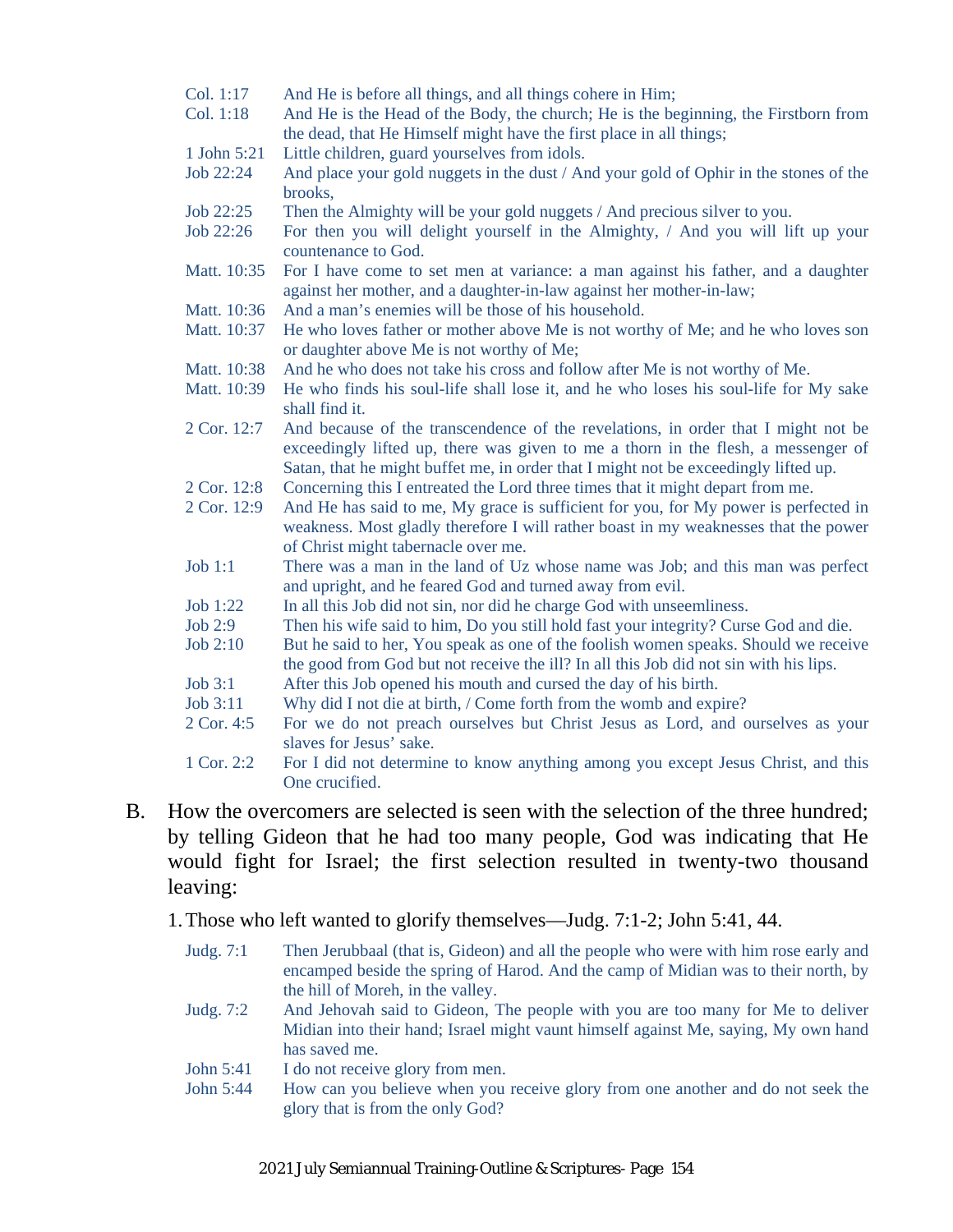Col. 1:17 And He is before all things, and all things cohere in Him;

Col. 1:18 And He is the Head of the Body, the church; He is the beginning, the Firstborn from the dead, that He Himself might have the first place in all things;

1 John 5:21 Little children, guard yourselves from idols.

Job 22:24 And place your gold nuggets in the dust / And your gold of Ophir in the stones of the brooks,

Job 22:25 Then the Almighty will be your gold nuggets / And precious silver to you.

Job 22:26 For then you will delight yourself in the Almighty, / And you will lift up your countenance to God.

Matt. 10:35 For I have come to set men at variance: a man against his father, and a daughter against her mother, and a daughter-in-law against her mother-in-law;

Matt. 10:36 And a man's enemies will be those of his household.

Matt. 10:37 He who loves father or mother above Me is not worthy of Me; and he who loves son or daughter above Me is not worthy of Me;

Matt. 10:38 And he who does not take his cross and follow after Me is not worthy of Me.

Matt. 10:39 He who finds his soul-life shall lose it, and he who loses his soul-life for My sake shall find it.

2 Cor. 12:7 And because of the transcendence of the revelations, in order that I might not be exceedingly lifted up, there was given to me a thorn in the flesh, a messenger of Satan, that he might buffet me, in order that I might not be exceedingly lifted up.

2 Cor. 12:8 Concerning this I entreated the Lord three times that it might depart from me.

2 Cor. 12:9 And He has said to me, My grace is sufficient for you, for My power is perfected in weakness. Most gladly therefore I will rather boast in my weaknesses that the power of Christ might tabernacle over me.

Job 1:1 There was a man in the land of Uz whose name was Job; and this man was perfect and upright, and he feared God and turned away from evil.

Job 1:22 In all this Job did not sin, nor did he charge God with unseemliness.

Job 2:9 Then his wife said to him, Do you still hold fast your integrity? Curse God and die.

Job 2:10 But he said to her, You speak as one of the foolish women speaks. Should we receive the good from God but not receive the ill? In all this Job did not sin with his lips.

Job 3:1 After this Job opened his mouth and cursed the day of his birth.

Job 3:11 Why did I not die at birth, / Come forth from the womb and expire?

2 Cor. 4:5 For we do not preach ourselves but Christ Jesus as Lord, and ourselves as your slaves for Jesus' sake.

1 Cor. 2:2 For I did not determine to know anything among you except Jesus Christ, and this One crucified.

B. How the overcomers are selected is seen with the selection of the three hundred; by telling Gideon that he had too many people, God was indicating that He would fight for Israel; the first selection resulted in twenty-two thousand leaving:

1. Those who left wanted to glorify themselves—Judg. 7:1-2; John 5:41, 44.

Judg. 7:1 Then Jerubbaal (that is, Gideon) and all the people who were with him rose early and encamped beside the spring of Harod. And the camp of Midian was to their north, by the hill of Moreh, in the valley.

Judg. 7:2 And Jehovah said to Gideon, The people with you are too many for Me to deliver Midian into their hand; Israel might vaunt himself against Me, saying, My own hand has saved me.

John 5:41 I do not receive glory from men.

John 5:44 How can you believe when you receive glory from one another and do not seek the glory that is from the only God?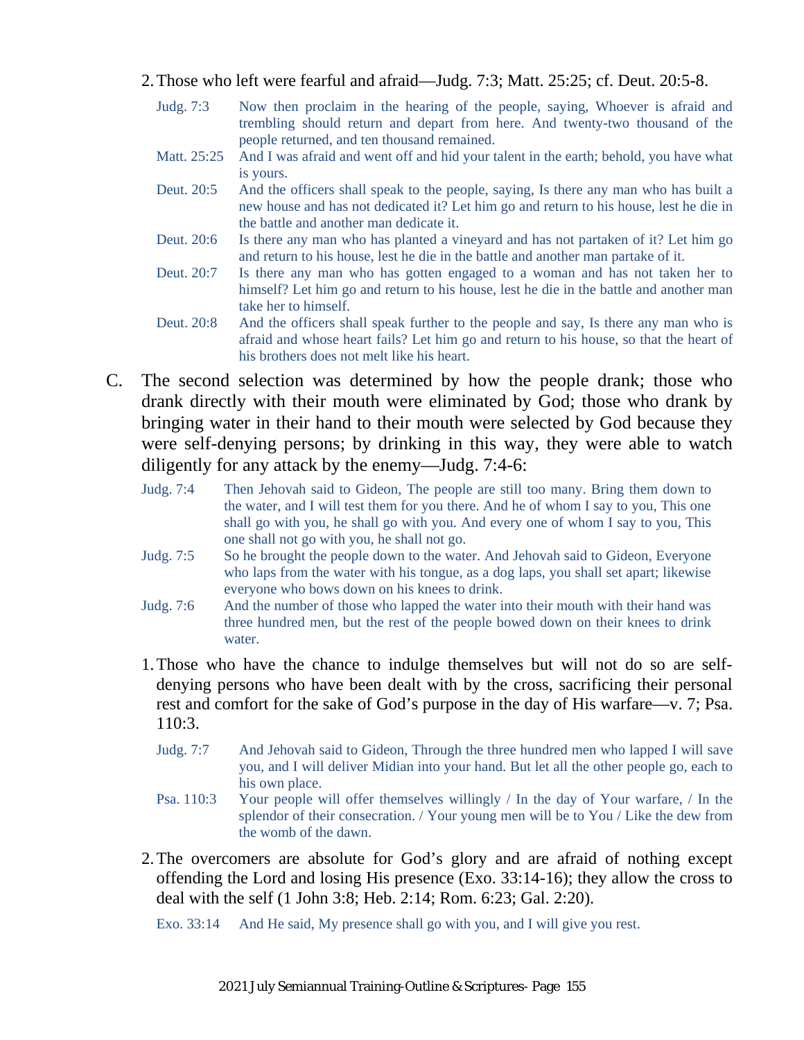2. Those who left were fearful and afraid—Judg. 7:3; Matt. 25:25; cf. Deut. 20:5-8.

| | |
|---|---|
| Judg. 7:3 | Now then proclaim in the hearing of the people, saying, Whoever is afraid and trembling should return and depart from here. And twenty-two thousand of the people returned, and ten thousand remained. |
| Matt. 25:25 | And I was afraid and went off and hid your talent in the earth; behold, you have what is yours. |
| Deut. 20:5 | And the officers shall speak to the people, saying, Is there any man who has built a new house and has not dedicated it? Let him go and return to his house, lest he die in the battle and another man dedicate it. |
| Deut. 20:6 | Is there any man who has planted a vineyard and has not partaken of it? Let him go and return to his house, lest he die in the battle and another man partake of it. |
| Deut. 20:7 | Is there any man who has gotten engaged to a woman and has not taken her to himself? Let him go and return to his house, lest he die in the battle and another man take her to himself. |
| Deut. 20:8 | And the officers shall speak further to the people and say, Is there any man who is afraid and whose heart fails? Let him go and return to his house, so that the heart of his brothers does not melt like his heart. |

C. The second selection was determined by how the people drank; those who drank directly with their mouth were eliminated by God; those who drank by bringing water in their hand to their mouth were selected by God because they were self-denying persons; by drinking in this way, they were able to watch diligently for any attack by the enemy—Judg. 7:4-6:

| | |
|---|---|
| Judg. 7:4 | Then Jehovah said to Gideon, The people are still too many. Bring them down to the water, and I will test them for you there. And he of whom I say to you, This one shall go with you, he shall go with you. And every one of whom I say to you, This one shall not go with you, he shall not go. |
| Judg. 7:5 | So he brought the people down to the water. And Jehovah said to Gideon, Everyone who laps from the water with his tongue, as a dog laps, you shall set apart; likewise everyone who bows down on his knees to drink. |
| Judg. 7:6 | And the number of those who lapped the water into their mouth with their hand was three hundred men, but the rest of the people bowed down on their knees to drink water. |

1. Those who have the chance to indulge themselves but will not do so are self-denying persons who have been dealt with by the cross, sacrificing their personal rest and comfort for the sake of God's purpose in the day of His warfare—v. 7; Psa. 110:3.

| | |
|---|---|
| Judg. 7:7 | And Jehovah said to Gideon, Through the three hundred men who lapped I will save you, and I will deliver Midian into your hand. But let all the other people go, each to his own place. |
| Psa. 110:3 | Your people will offer themselves willingly / In the day of Your warfare, / In the splendor of their consecration. / Your young men will be to You / Like the dew from the womb of the dawn. |

2. The overcomers are absolute for God's glory and are afraid of nothing except offending the Lord and losing His presence (Exo. 33:14-16); they allow the cross to deal with the self (1 John 3:8; Heb. 2:14; Rom. 6:23; Gal. 2:20).

| | |
|---|---|
| Exo. 33:14 | And He said, My presence shall go with you, and I will give you rest. |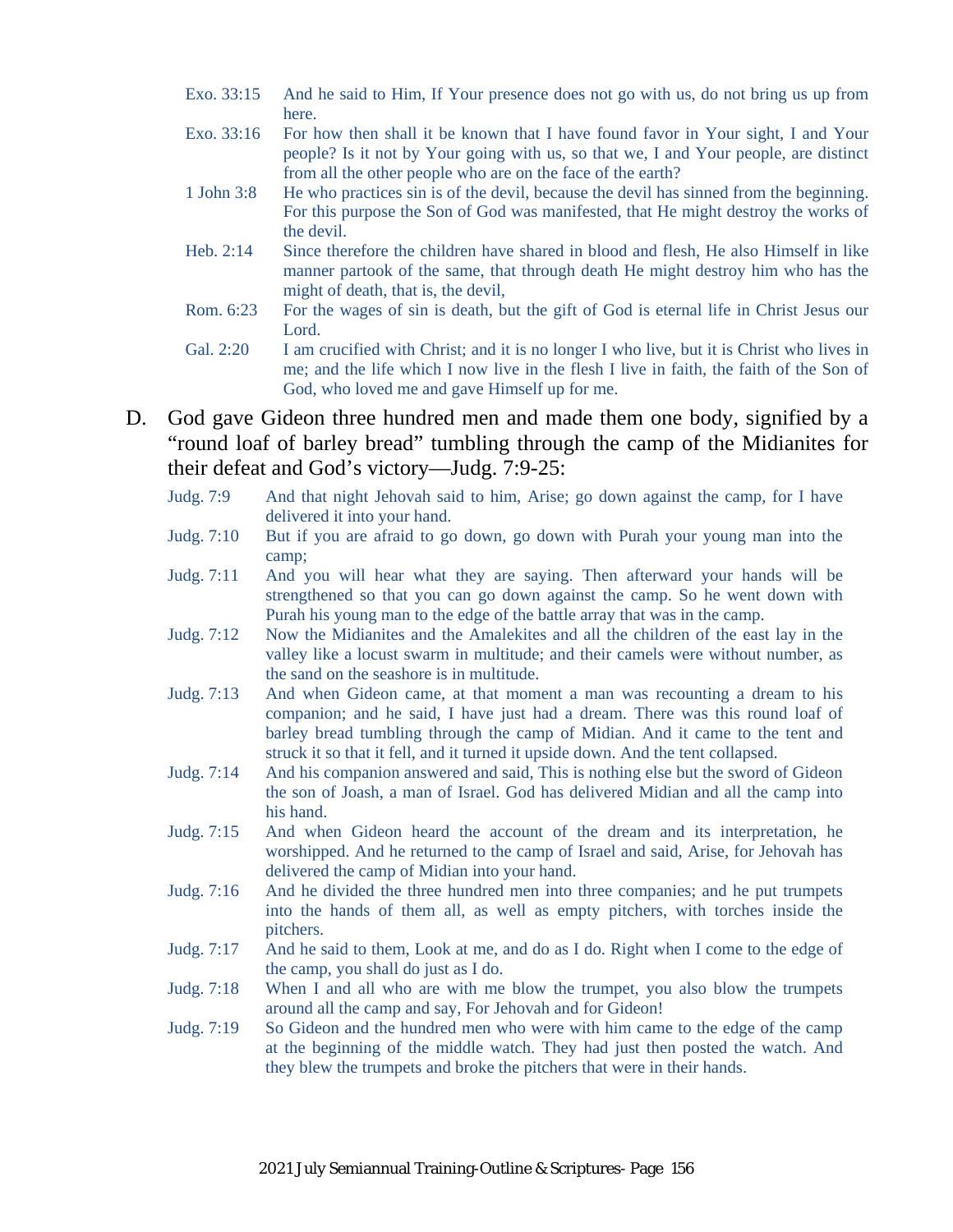Exo. 33:15 And he said to Him, If Your presence does not go with us, do not bring us up from here.

Exo. 33:16 For how then shall it be known that I have found favor in Your sight, I and Your people? Is it not by Your going with us, so that we, I and Your people, are distinct from all the other people who are on the face of the earth?

1 John 3:8 He who practices sin is of the devil, because the devil has sinned from the beginning. For this purpose the Son of God was manifested, that He might destroy the works of the devil.

Heb. 2:14 Since therefore the children have shared in blood and flesh, He also Himself in like manner partook of the same, that through death He might destroy him who has the might of death, that is, the devil,

Rom. 6:23 For the wages of sin is death, but the gift of God is eternal life in Christ Jesus our Lord.

Gal. 2:20 I am crucified with Christ; and it is no longer I who live, but it is Christ who lives in me; and the life which I now live in the flesh I live in faith, the faith of the Son of God, who loved me and gave Himself up for me.

D. God gave Gideon three hundred men and made them one body, signified by a "round loaf of barley bread" tumbling through the camp of the Midianites for their defeat and God's victory—Judg. 7:9-25:

Judg. 7:9 And that night Jehovah said to him, Arise; go down against the camp, for I have delivered it into your hand.

Judg. 7:10 But if you are afraid to go down, go down with Purah your young man into the camp;

Judg. 7:11 And you will hear what they are saying. Then afterward your hands will be strengthened so that you can go down against the camp. So he went down with Purah his young man to the edge of the battle array that was in the camp.

Judg. 7:12 Now the Midianites and the Amalekites and all the children of the east lay in the valley like a locust swarm in multitude; and their camels were without number, as the sand on the seashore is in multitude.

Judg. 7:13 And when Gideon came, at that moment a man was recounting a dream to his companion; and he said, I have just had a dream. There was this round loaf of barley bread tumbling through the camp of Midian. And it came to the tent and struck it so that it fell, and it turned it upside down. And the tent collapsed.

Judg. 7:14 And his companion answered and said, This is nothing else but the sword of Gideon the son of Joash, a man of Israel. God has delivered Midian and all the camp into his hand.

Judg. 7:15 And when Gideon heard the account of the dream and its interpretation, he worshipped. And he returned to the camp of Israel and said, Arise, for Jehovah has delivered the camp of Midian into your hand.

Judg. 7:16 And he divided the three hundred men into three companies; and he put trumpets into the hands of them all, as well as empty pitchers, with torches inside the pitchers.

Judg. 7:17 And he said to them, Look at me, and do as I do. Right when I come to the edge of the camp, you shall do just as I do.

Judg. 7:18 When I and all who are with me blow the trumpet, you also blow the trumpets around all the camp and say, For Jehovah and for Gideon!

Judg. 7:19 So Gideon and the hundred men who were with him came to the edge of the camp at the beginning of the middle watch. They had just then posted the watch. And they blew the trumpets and broke the pitchers that were in their hands.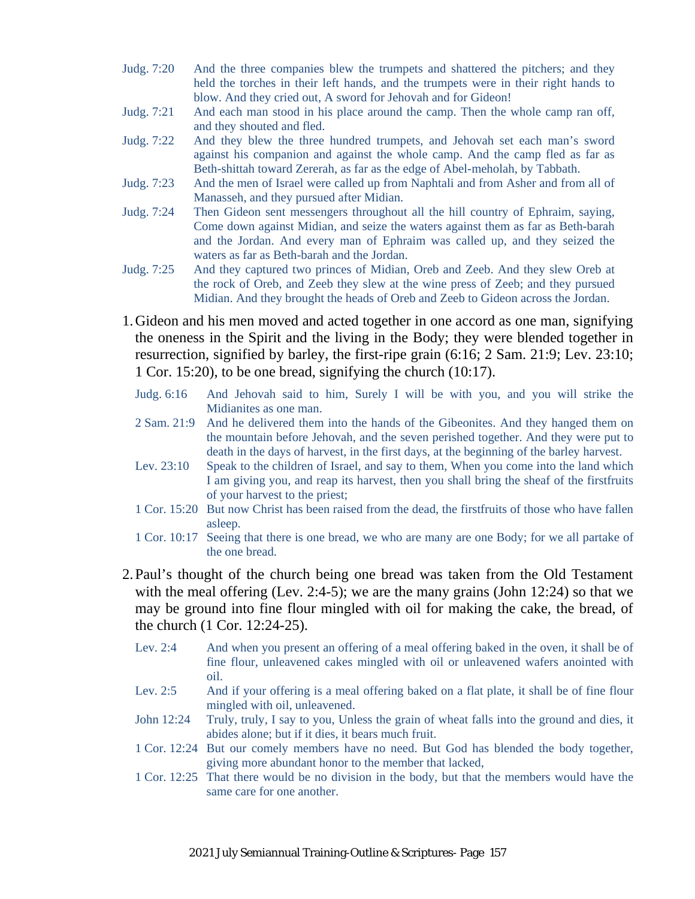Judg. 7:20 And the three companies blew the trumpets and shattered the pitchers; and they held the torches in their left hands, and the trumpets were in their right hands to blow. And they cried out, A sword for Jehovah and for Gideon!

Judg. 7:21 And each man stood in his place around the camp. Then the whole camp ran off, and they shouted and fled.

Judg. 7:22 And they blew the three hundred trumpets, and Jehovah set each man's sword against his companion and against the whole camp. And the camp fled as far as Beth-shittah toward Zererah, as far as the edge of Abel-meholah, by Tabbath.

Judg. 7:23 And the men of Israel were called up from Naphtali and from Asher and from all of Manasseh, and they pursued after Midian.

Judg. 7:24 Then Gideon sent messengers throughout all the hill country of Ephraim, saying, Come down against Midian, and seize the waters against them as far as Beth-barah and the Jordan. And every man of Ephraim was called up, and they seized the waters as far as Beth-barah and the Jordan.

Judg. 7:25 And they captured two princes of Midian, Oreb and Zeeb. And they slew Oreb at the rock of Oreb, and Zeeb they slew at the wine press of Zeeb; and they pursued Midian. And they brought the heads of Oreb and Zeeb to Gideon across the Jordan.

1. Gideon and his men moved and acted together in one accord as one man, signifying the oneness in the Spirit and the living in the Body; they were blended together in resurrection, signified by barley, the first-ripe grain (6:16; 2 Sam. 21:9; Lev. 23:10; 1 Cor. 15:20), to be one bread, signifying the church (10:17).

   Judg. 6:16 And Jehovah said to him, Surely I will be with you, and you will strike the Midianites as one man.

   2 Sam. 21:9 And he delivered them into the hands of the Gibeonites. And they hanged them on the mountain before Jehovah, and the seven perished together. And they were put to death in the days of harvest, in the first days, at the beginning of the barley harvest.

   Lev. 23:10 Speak to the children of Israel, and say to them, When you come into the land which I am giving you, and reap its harvest, then you shall bring the sheaf of the firstfruits of your harvest to the priest;

   1 Cor. 15:20 But now Christ has been raised from the dead, the firstfruits of those who have fallen asleep.

   1 Cor. 10:17 Seeing that there is one bread, we who are many are one Body; for we all partake of the one bread.

2. Paul's thought of the church being one bread was taken from the Old Testament with the meal offering (Lev. 2:4-5); we are the many grains (John 12:24) so that we may be ground into fine flour mingled with oil for making the cake, the bread, of the church (1 Cor. 12:24-25).

   Lev. 2:4 And when you present an offering of a meal offering baked in the oven, it shall be of fine flour, unleavened cakes mingled with oil or unleavened wafers anointed with oil.

   Lev. 2:5 And if your offering is a meal offering baked on a flat plate, it shall be of fine flour mingled with oil, unleavened.

   John 12:24 Truly, truly, I say to you, Unless the grain of wheat falls into the ground and dies, it abides alone; but if it dies, it bears much fruit.

   1 Cor. 12:24 But our comely members have no need. But God has blended the body together, giving more abundant honor to the member that lacked,

   1 Cor. 12:25 That there would be no division in the body, but that the members would have the same care for one another.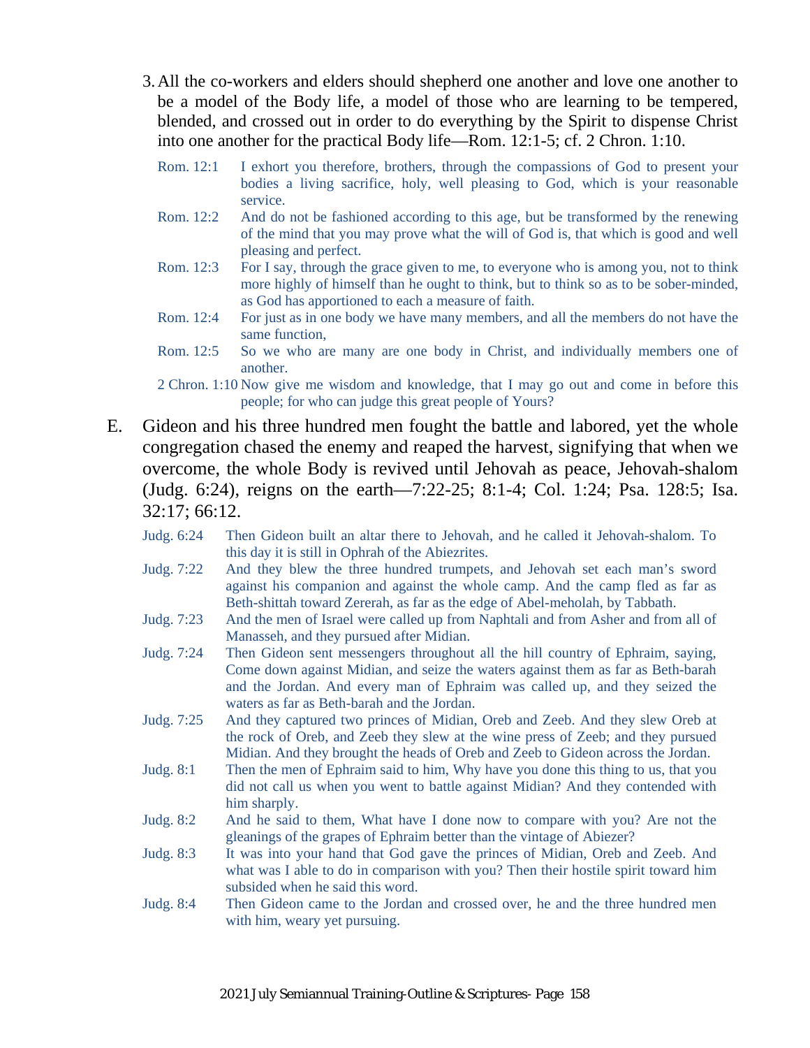3. All the co-workers and elders should shepherd one another and love one another to be a model of the Body life, a model of those who are learning to be tempered, blended, and crossed out in order to do everything by the Spirit to dispense Christ into one another for the practical Body life—Rom. 12:1-5; cf. 2 Chron. 1:10.

   Rom. 12:1 I exhort you therefore, brothers, through the compassions of God to present your bodies a living sacrifice, holy, well pleasing to God, which is your reasonable service.

   Rom. 12:2 And do not be fashioned according to this age, but be transformed by the renewing of the mind that you may prove what the will of God is, that which is good and well pleasing and perfect.

   Rom. 12:3 For I say, through the grace given to me, to everyone who is among you, not to think more highly of himself than he ought to think, but to think so as to be sober-minded, as God has apportioned to each a measure of faith.

   Rom. 12:4 For just as in one body we have many members, and all the members do not have the same function,

   Rom. 12:5 So we who are many are one body in Christ, and individually members one of another.

   2 Chron. 1:10 Now give me wisdom and knowledge, that I may go out and come in before this people; for who can judge this great people of Yours?

E. Gideon and his three hundred men fought the battle and labored, yet the whole congregation chased the enemy and reaped the harvest, signifying that when we overcome, the whole Body is revived until Jehovah as peace, Jehovah-shalom (Judg. 6:24), reigns on the earth—7:22-25; 8:1-4; Col. 1:24; Psa. 128:5; Isa. 32:17; 66:12.

   Judg. 6:24 Then Gideon built an altar there to Jehovah, and he called it Jehovah-shalom. To this day it is still in Ophrah of the Abiezrites.

   Judg. 7:22 And they blew the three hundred trumpets, and Jehovah set each man's sword against his companion and against the whole camp. And the camp fled as far as Beth-shittah toward Zererah, as far as the edge of Abel-meholah, by Tabbath.

   Judg. 7:23 And the men of Israel were called up from Naphtali and from Asher and from all of Manasseh, and they pursued after Midian.

   Judg. 7:24 Then Gideon sent messengers throughout all the hill country of Ephraim, saying, Come down against Midian, and seize the waters against them as far as Beth-barah and the Jordan. And every man of Ephraim was called up, and they seized the waters as far as Beth-barah and the Jordan.

   Judg. 7:25 And they captured two princes of Midian, Oreb and Zeeb. And they slew Oreb at the rock of Oreb, and Zeeb they slew at the wine press of Zeeb; and they pursued Midian. And they brought the heads of Oreb and Zeeb to Gideon across the Jordan.

   Judg. 8:1 Then the men of Ephraim said to him, Why have you done this thing to us, that you did not call us when you went to battle against Midian? And they contended with him sharply.

   Judg. 8:2 And he said to them, What have I done now to compare with you? Are not the gleanings of the grapes of Ephraim better than the vintage of Abiezer?

   Judg. 8:3 It was into your hand that God gave the princes of Midian, Oreb and Zeeb. And what was I able to do in comparison with you? Then their hostile spirit toward him subsided when he said this word.

   Judg. 8:4 Then Gideon came to the Jordan and crossed over, he and the three hundred men with him, weary yet pursuing.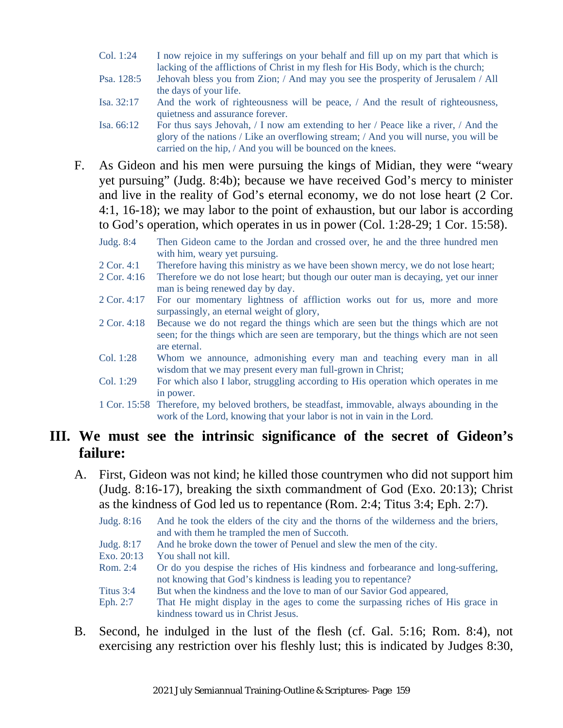Col. 1:24 I now rejoice in my sufferings on your behalf and fill up on my part that which is lacking of the afflictions of Christ in my flesh for His Body, which is the church;

Psa. 128:5 Jehovah bless you from Zion; / And may you see the prosperity of Jerusalem / All the days of your life.

Isa. 32:17 And the work of righteousness will be peace, / And the result of righteousness, quietness and assurance forever.

Isa. 66:12 For thus says Jehovah, / I now am extending to her / Peace like a river, / And the glory of the nations / Like an overflowing stream; / And you will nurse, you will be carried on the hip, / And you will be bounced on the knees.

F. As Gideon and his men were pursuing the kings of Midian, they were "weary yet pursuing" (Judg. 8:4b); because we have received God's mercy to minister and live in the reality of God's eternal economy, we do not lose heart (2 Cor. 4:1, 16-18); we may labor to the point of exhaustion, but our labor is according to God's operation, which operates in us in power (Col. 1:28-29; 1 Cor. 15:58).

Judg. 8:4 Then Gideon came to the Jordan and crossed over, he and the three hundred men with him, weary yet pursuing.

2 Cor. 4:1 Therefore having this ministry as we have been shown mercy, we do not lose heart;

2 Cor. 4:16 Therefore we do not lose heart; but though our outer man is decaying, yet our inner man is being renewed day by day.

2 Cor. 4:17 For our momentary lightness of affliction works out for us, more and more surpassingly, an eternal weight of glory,

2 Cor. 4:18 Because we do not regard the things which are seen but the things which are not seen; for the things which are seen are temporary, but the things which are not seen are eternal.

Col. 1:28 Whom we announce, admonishing every man and teaching every man in all wisdom that we may present every man full-grown in Christ;

Col. 1:29 For which also I labor, struggling according to His operation which operates in me in power.

1 Cor. 15:58 Therefore, my beloved brothers, be steadfast, immovable, always abounding in the work of the Lord, knowing that your labor is not in vain in the Lord.

## III. We must see the intrinsic significance of the secret of Gideon's failure:

A. First, Gideon was not kind; he killed those countrymen who did not support him (Judg. 8:16-17), breaking the sixth commandment of God (Exo. 20:13); Christ as the kindness of God led us to repentance (Rom. 2:4; Titus 3:4; Eph. 2:7).

Judg. 8:16 And he took the elders of the city and the thorns of the wilderness and the briers, and with them he trampled the men of Succoth.

Judg. 8:17 And he broke down the tower of Penuel and slew the men of the city.

Exo. 20:13 You shall not kill.

Rom. 2:4 Or do you despise the riches of His kindness and forbearance and long-suffering, not knowing that God's kindness is leading you to repentance?

Titus 3:4 But when the kindness and the love to man of our Savior God appeared,

Eph. 2:7 That He might display in the ages to come the surpassing riches of His grace in kindness toward us in Christ Jesus.

B. Second, he indulged in the lust of the flesh (cf. Gal. 5:16; Rom. 8:4), not exercising any restriction over his fleshly lust; this is indicated by Judges 8:30,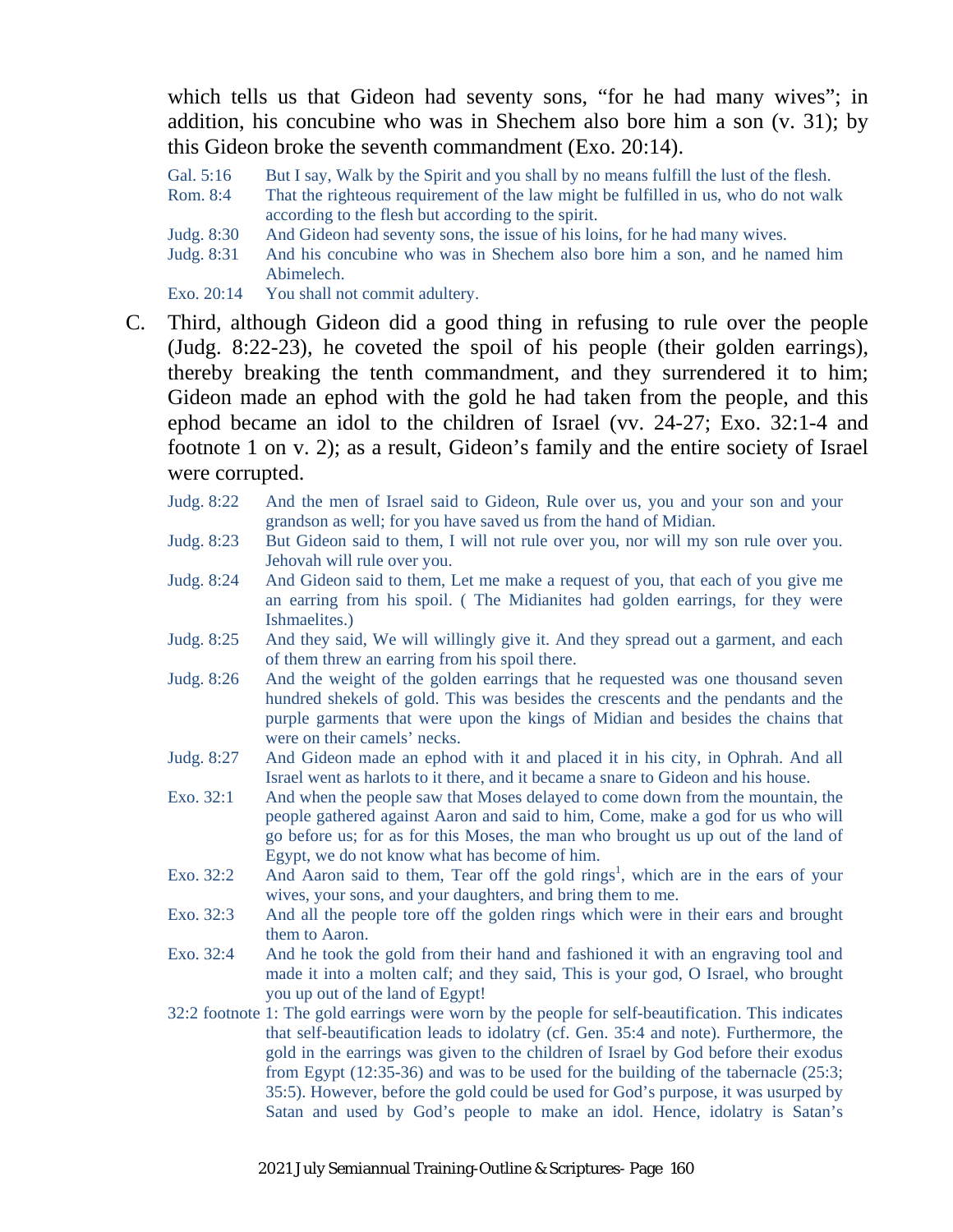which tells us that Gideon had seventy sons, "for he had many wives"; in addition, his concubine who was in Shechem also bore him a son (v. 31); by this Gideon broke the seventh commandment (Exo. 20:14).

Gal. 5:16 But I say, Walk by the Spirit and you shall by no means fulfill the lust of the flesh.

Rom. 8:4 That the righteous requirement of the law might be fulfilled in us, who do not walk according to the flesh but according to the spirit.

Judg. 8:30 And Gideon had seventy sons, the issue of his loins, for he had many wives.

Judg. 8:31 And his concubine who was in Shechem also bore him a son, and he named him Abimelech.

Exo. 20:14 You shall not commit adultery.

C. Third, although Gideon did a good thing in refusing to rule over the people (Judg. 8:22-23), he coveted the spoil of his people (their golden earrings), thereby breaking the tenth commandment, and they surrendered it to him; Gideon made an ephod with the gold he had taken from the people, and this ephod became an idol to the children of Israel (vv. 24-27; Exo. 32:1-4 and footnote 1 on v. 2); as a result, Gideon's family and the entire society of Israel were corrupted.

Judg. 8:22 And the men of Israel said to Gideon, Rule over us, you and your son and your grandson as well; for you have saved us from the hand of Midian.

Judg. 8:23 But Gideon said to them, I will not rule over you, nor will my son rule over you. Jehovah will rule over you.

Judg. 8:24 And Gideon said to them, Let me make a request of you, that each of you give me an earring from his spoil. ( The Midianites had golden earrings, for they were Ishmaelites.)

Judg. 8:25 And they said, We will willingly give it. And they spread out a garment, and each of them threw an earring from his spoil there.

Judg. 8:26 And the weight of the golden earrings that he requested was one thousand seven hundred shekels of gold. This was besides the crescents and the pendants and the purple garments that were upon the kings of Midian and besides the chains that were on their camels' necks.

Judg. 8:27 And Gideon made an ephod with it and placed it in his city, in Ophrah. And all Israel went as harlots to it there, and it became a snare to Gideon and his house.

Exo. 32:1 And when the people saw that Moses delayed to come down from the mountain, the people gathered against Aaron and said to him, Come, make a god for us who will go before us; for as for this Moses, the man who brought us up out of the land of Egypt, we do not know what has become of him.

Exo. 32:2 And Aaron said to them, Tear off the gold rings[1], which are in the ears of your wives, your sons, and your daughters, and bring them to me.

Exo. 32:3 And all the people tore off the golden rings which were in their ears and brought them to Aaron.

Exo. 32:4 And he took the gold from their hand and fashioned it with an engraving tool and made it into a molten calf; and they said, This is your god, O Israel, who brought you up out of the land of Egypt!

32:2 footnote 1: The gold earrings were worn by the people for self-beautification. This indicates that self-beautification leads to idolatry (cf. Gen. 35:4 and note). Furthermore, the gold in the earrings was given to the children of Israel by God before their exodus from Egypt (12:35-36) and was to be used for the building of the tabernacle (25:3; 35:5). However, before the gold could be used for God's purpose, it was usurped by Satan and used by God's people to make an idol. Hence, idolatry is Satan's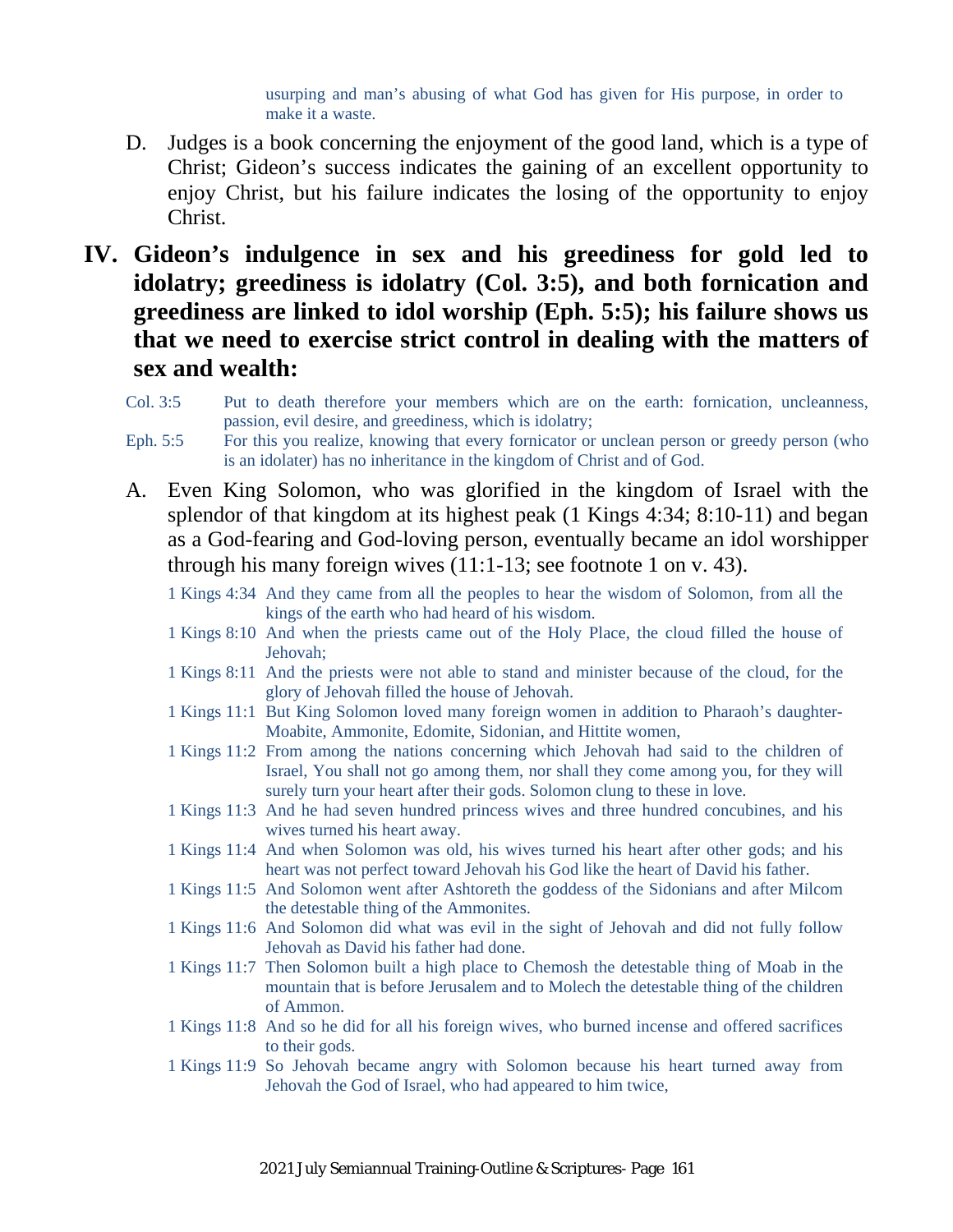usurping and man's abusing of what God has given for His purpose, in order to make it a waste.

D. Judges is a book concerning the enjoyment of the good land, which is a type of Christ; Gideon's success indicates the gaining of an excellent opportunity to enjoy Christ, but his failure indicates the losing of the opportunity to enjoy Christ.

## IV. Gideon's indulgence in sex and his greediness for gold led to idolatry; greediness is idolatry (Col. 3:5), and both fornication and greediness are linked to idol worship (Eph. 5:5); his failure shows us that we need to exercise strict control in dealing with the matters of sex and wealth:

Col. 3:5 Put to death therefore your members which are on the earth: fornication, uncleanness, passion, evil desire, and greediness, which is idolatry;

Eph. 5:5 For this you realize, knowing that every fornicator or unclean person or greedy person (who is an idolater) has no inheritance in the kingdom of Christ and of God.

A. Even King Solomon, who was glorified in the kingdom of Israel with the splendor of that kingdom at its highest peak (1 Kings 4:34; 8:10-11) and began as a God-fearing and God-loving person, eventually became an idol worshipper through his many foreign wives (11:1-13; see footnote 1 on v. 43).

1 Kings 4:34 And they came from all the peoples to hear the wisdom of Solomon, from all the kings of the earth who had heard of his wisdom.

1 Kings 8:10 And when the priests came out of the Holy Place, the cloud filled the house of Jehovah;

1 Kings 8:11 And the priests were not able to stand and minister because of the cloud, for the glory of Jehovah filled the house of Jehovah.

1 Kings 11:1 But King Solomon loved many foreign women in addition to Pharaoh's daughter-Moabite, Ammonite, Edomite, Sidonian, and Hittite women,

1 Kings 11:2 From among the nations concerning which Jehovah had said to the children of Israel, You shall not go among them, nor shall they come among you, for they will surely turn your heart after their gods. Solomon clung to these in love.

1 Kings 11:3 And he had seven hundred princess wives and three hundred concubines, and his wives turned his heart away.

1 Kings 11:4 And when Solomon was old, his wives turned his heart after other gods; and his heart was not perfect toward Jehovah his God like the heart of David his father.

1 Kings 11:5 And Solomon went after Ashtoreth the goddess of the Sidonians and after Milcom the detestable thing of the Ammonites.

1 Kings 11:6 And Solomon did what was evil in the sight of Jehovah and did not fully follow Jehovah as David his father had done.

1 Kings 11:7 Then Solomon built a high place to Chemosh the detestable thing of Moab in the mountain that is before Jerusalem and to Molech the detestable thing of the children of Ammon.

1 Kings 11:8 And so he did for all his foreign wives, who burned incense and offered sacrifices to their gods.

1 Kings 11:9 So Jehovah became angry with Solomon because his heart turned away from Jehovah the God of Israel, who had appeared to him twice,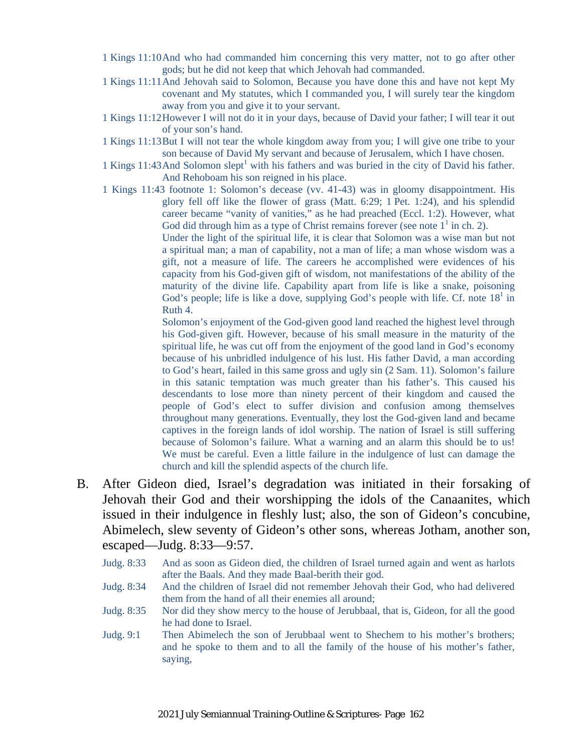1 Kings 11:10 And who had commanded him concerning this very matter, not to go after other gods; but he did not keep that which Jehovah had commanded.

1 Kings 11:11 And Jehovah said to Solomon, Because you have done this and have not kept My covenant and My statutes, which I commanded you, I will surely tear the kingdom away from you and give it to your servant.

1 Kings 11:12 However I will not do it in your days, because of David your father; I will tear it out of your son's hand.

1 Kings 11:13 But I will not tear the whole kingdom away from you; I will give one tribe to your son because of David My servant and because of Jerusalem, which I have chosen.

1 Kings 11:43 And Solomon slept[1] with his fathers and was buried in the city of David his father. And Rehoboam his son reigned in his place.

1 Kings 11:43 footnote 1: Solomon's decease (vv. 41-43) was in gloomy disappointment. His glory fell off like the flower of grass (Matt. 6:29; 1 Pet. 1:24), and his splendid career became "vanity of vanities," as he had preached (Eccl. 1:2). However, what God did through him as a type of Christ remains forever (see note 1[1] in ch. 2).

Under the light of the spiritual life, it is clear that Solomon was a wise man but not a spiritual man; a man of capability, not a man of life; a man whose wisdom was a gift, not a measure of life. The careers he accomplished were evidences of his capacity from his God-given gift of wisdom, not manifestations of the ability of the maturity of the divine life. Capability apart from life is like a snake, poisoning God's people; life is like a dove, supplying God's people with life. Cf. note 18[1] in Ruth 4.

Solomon's enjoyment of the God-given good land reached the highest level through his God-given gift. However, because of his small measure in the maturity of the spiritual life, he was cut off from the enjoyment of the good land in God's economy because of his unbridled indulgence of his lust. His father David, a man according to God's heart, failed in this same gross and ugly sin (2 Sam. 11). Solomon's failure in this satanic temptation was much greater than his father's. This caused his descendants to lose more than ninety percent of their kingdom and caused the people of God's elect to suffer division and confusion among themselves throughout many generations. Eventually, they lost the God-given land and became captives in the foreign lands of idol worship. The nation of Israel is still suffering because of Solomon's failure. What a warning and an alarm this should be to us! We must be careful. Even a little failure in the indulgence of lust can damage the church and kill the splendid aspects of the church life.

B. After Gideon died, Israel's degradation was initiated in their forsaking of Jehovah their God and their worshipping the idols of the Canaanites, which issued in their indulgence in fleshly lust; also, the son of Gideon's concubine, Abimelech, slew seventy of Gideon's other sons, whereas Jotham, another son, escaped—Judg. 8:33—9:57.

Judg. 8:33 And as soon as Gideon died, the children of Israel turned again and went as harlots after the Baals. And they made Baal-berith their god.

Judg. 8:34 And the children of Israel did not remember Jehovah their God, who had delivered them from the hand of all their enemies all around;

Judg. 8:35 Nor did they show mercy to the house of Jerubbaal, that is, Gideon, for all the good he had done to Israel.

Judg. 9:1 Then Abimelech the son of Jerubbaal went to Shechem to his mother's brothers; and he spoke to them and to all the family of the house of his mother's father, saying,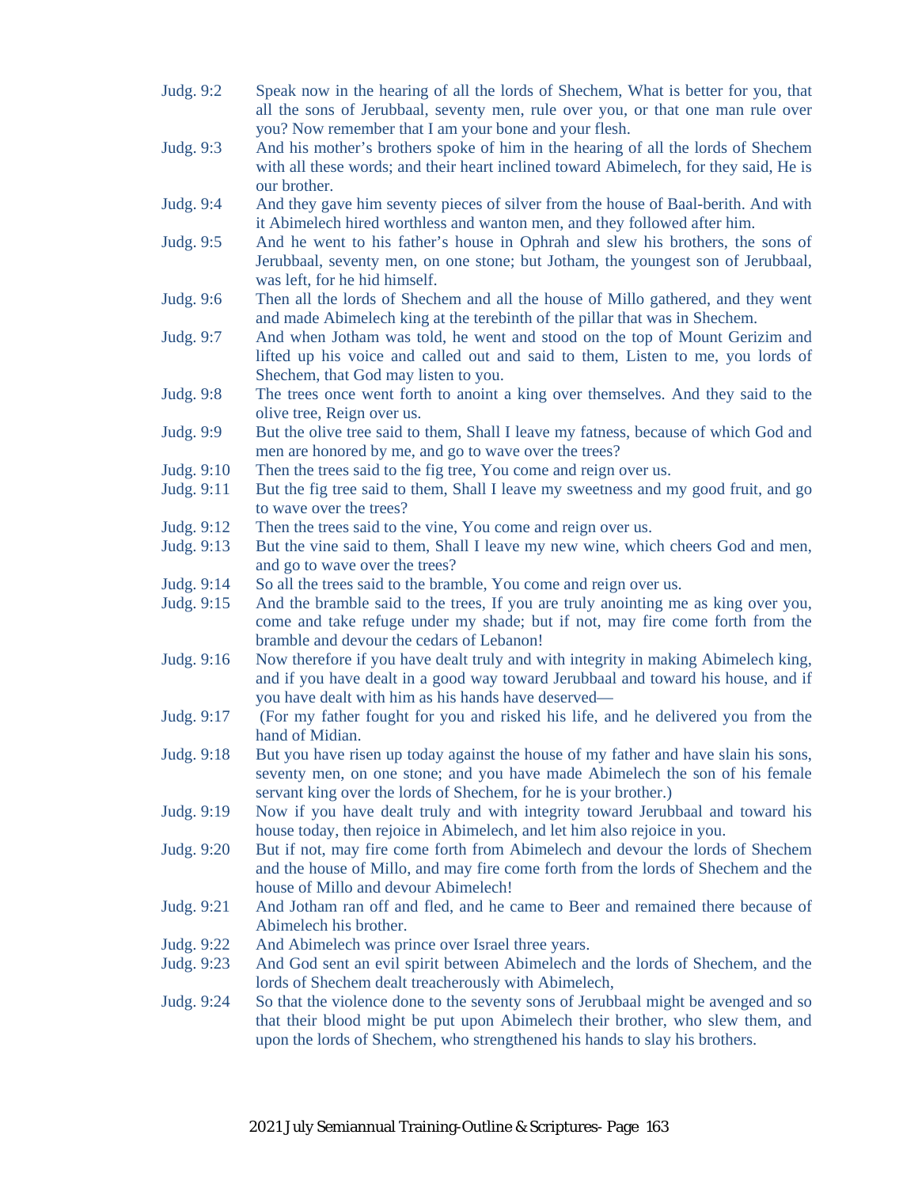Judg. 9:2 Speak now in the hearing of all the lords of Shechem, What is better for you, that all the sons of Jerubbaal, seventy men, rule over you, or that one man rule over you? Now remember that I am your bone and your flesh.

Judg. 9:3 And his mother's brothers spoke of him in the hearing of all the lords of Shechem with all these words; and their heart inclined toward Abimelech, for they said, He is our brother.

Judg. 9:4 And they gave him seventy pieces of silver from the house of Baal-berith. And with it Abimelech hired worthless and wanton men, and they followed after him.

Judg. 9:5 And he went to his father's house in Ophrah and slew his brothers, the sons of Jerubbaal, seventy men, on one stone; but Jotham, the youngest son of Jerubbaal, was left, for he hid himself.

Judg. 9:6 Then all the lords of Shechem and all the house of Millo gathered, and they went and made Abimelech king at the terebinth of the pillar that was in Shechem.

Judg. 9:7 And when Jotham was told, he went and stood on the top of Mount Gerizim and lifted up his voice and called out and said to them, Listen to me, you lords of Shechem, that God may listen to you.

Judg. 9:8 The trees once went forth to anoint a king over themselves. And they said to the olive tree, Reign over us.

Judg. 9:9 But the olive tree said to them, Shall I leave my fatness, because of which God and men are honored by me, and go to wave over the trees?

Judg. 9:10 Then the trees said to the fig tree, You come and reign over us.

Judg. 9:11 But the fig tree said to them, Shall I leave my sweetness and my good fruit, and go to wave over the trees?

Judg. 9:12 Then the trees said to the vine, You come and reign over us.

Judg. 9:13 But the vine said to them, Shall I leave my new wine, which cheers God and men, and go to wave over the trees?

Judg. 9:14 So all the trees said to the bramble, You come and reign over us.

Judg. 9:15 And the bramble said to the trees, If you are truly anointing me as king over you, come and take refuge under my shade; but if not, may fire come forth from the bramble and devour the cedars of Lebanon!

Judg. 9:16 Now therefore if you have dealt truly and with integrity in making Abimelech king, and if you have dealt in a good way toward Jerubbaal and toward his house, and if you have dealt with him as his hands have deserved—

Judg. 9:17 (For my father fought for you and risked his life, and he delivered you from the hand of Midian.

Judg. 9:18 But you have risen up today against the house of my father and have slain his sons, seventy men, on one stone; and you have made Abimelech the son of his female servant king over the lords of Shechem, for he is your brother.)

Judg. 9:19 Now if you have dealt truly and with integrity toward Jerubbaal and toward his house today, then rejoice in Abimelech, and let him also rejoice in you.

Judg. 9:20 But if not, may fire come forth from Abimelech and devour the lords of Shechem and the house of Millo, and may fire come forth from the lords of Shechem and the house of Millo and devour Abimelech!

Judg. 9:21 And Jotham ran off and fled, and he came to Beer and remained there because of Abimelech his brother.

Judg. 9:22 And Abimelech was prince over Israel three years.

Judg. 9:23 And God sent an evil spirit between Abimelech and the lords of Shechem, and the lords of Shechem dealt treacherously with Abimelech,

Judg. 9:24 So that the violence done to the seventy sons of Jerubbaal might be avenged and so that their blood might be put upon Abimelech their brother, who slew them, and upon the lords of Shechem, who strengthened his hands to slay his brothers.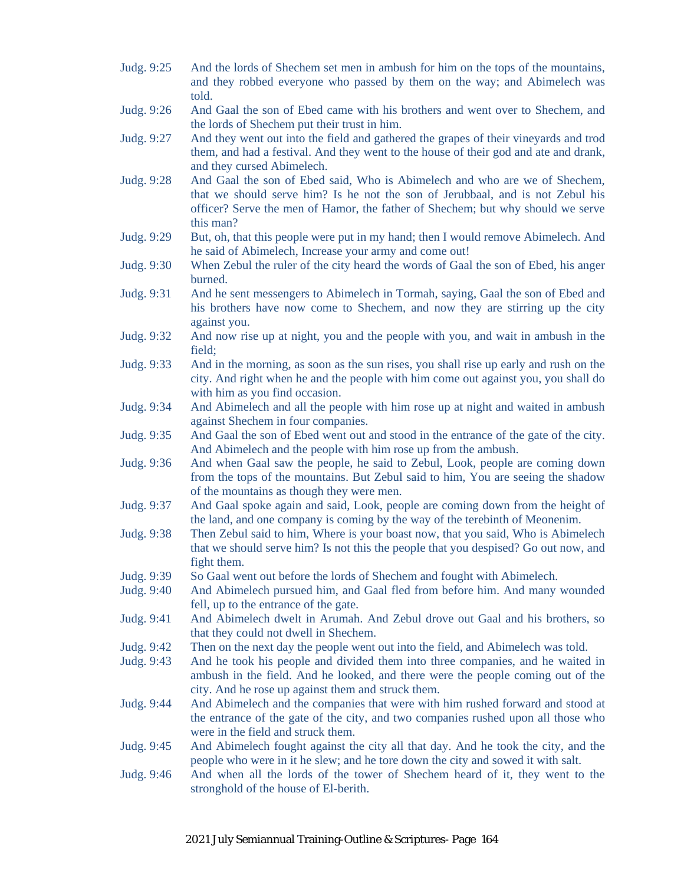Judg. 9:25 And the lords of Shechem set men in ambush for him on the tops of the mountains, and they robbed everyone who passed by them on the way; and Abimelech was told.

Judg. 9:26 And Gaal the son of Ebed came with his brothers and went over to Shechem, and the lords of Shechem put their trust in him.

Judg. 9:27 And they went out into the field and gathered the grapes of their vineyards and trod them, and had a festival. And they went to the house of their god and ate and drank, and they cursed Abimelech.

Judg. 9:28 And Gaal the son of Ebed said, Who is Abimelech and who are we of Shechem, that we should serve him? Is he not the son of Jerubbaal, and is not Zebul his officer? Serve the men of Hamor, the father of Shechem; but why should we serve this man?

Judg. 9:29 But, oh, that this people were put in my hand; then I would remove Abimelech. And he said of Abimelech, Increase your army and come out!

Judg. 9:30 When Zebul the ruler of the city heard the words of Gaal the son of Ebed, his anger burned.

Judg. 9:31 And he sent messengers to Abimelech in Tormah, saying, Gaal the son of Ebed and his brothers have now come to Shechem, and now they are stirring up the city against you.

Judg. 9:32 And now rise up at night, you and the people with you, and wait in ambush in the field;

Judg. 9:33 And in the morning, as soon as the sun rises, you shall rise up early and rush on the city. And right when he and the people with him come out against you, you shall do with him as you find occasion.

Judg. 9:34 And Abimelech and all the people with him rose up at night and waited in ambush against Shechem in four companies.

Judg. 9:35 And Gaal the son of Ebed went out and stood in the entrance of the gate of the city. And Abimelech and the people with him rose up from the ambush.

Judg. 9:36 And when Gaal saw the people, he said to Zebul, Look, people are coming down from the tops of the mountains. But Zebul said to him, You are seeing the shadow of the mountains as though they were men.

Judg. 9:37 And Gaal spoke again and said, Look, people are coming down from the height of the land, and one company is coming by the way of the terebinth of Meonenim.

Judg. 9:38 Then Zebul said to him, Where is your boast now, that you said, Who is Abimelech that we should serve him? Is not this the people that you despised? Go out now, and fight them.

Judg. 9:39 So Gaal went out before the lords of Shechem and fought with Abimelech.

Judg. 9:40 And Abimelech pursued him, and Gaal fled from before him. And many wounded fell, up to the entrance of the gate.

Judg. 9:41 And Abimelech dwelt in Arumah. And Zebul drove out Gaal and his brothers, so that they could not dwell in Shechem.

Judg. 9:42 Then on the next day the people went out into the field, and Abimelech was told.

Judg. 9:43 And he took his people and divided them into three companies, and he waited in ambush in the field. And he looked, and there were the people coming out of the city. And he rose up against them and struck them.

Judg. 9:44 And Abimelech and the companies that were with him rushed forward and stood at the entrance of the gate of the city, and two companies rushed upon all those who were in the field and struck them.

Judg. 9:45 And Abimelech fought against the city all that day. And he took the city, and the people who were in it he slew; and he tore down the city and sowed it with salt.

Judg. 9:46 And when all the lords of the tower of Shechem heard of it, they went to the stronghold of the house of El-berith.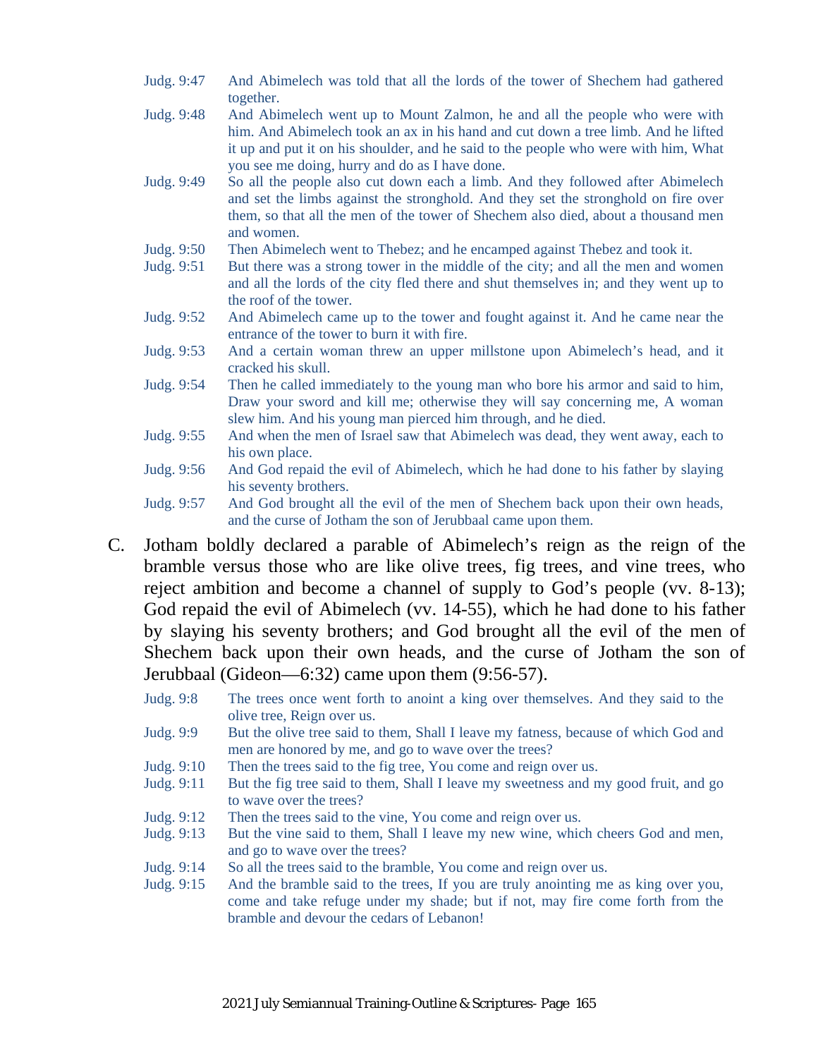Judg. 9:47 And Abimelech was told that all the lords of the tower of Shechem had gathered together.

Judg. 9:48 And Abimelech went up to Mount Zalmon, he and all the people who were with him. And Abimelech took an ax in his hand and cut down a tree limb. And he lifted it up and put it on his shoulder, and he said to the people who were with him, What you see me doing, hurry and do as I have done.

Judg. 9:49 So all the people also cut down each a limb. And they followed after Abimelech and set the limbs against the stronghold. And they set the stronghold on fire over them, so that all the men of the tower of Shechem also died, about a thousand men and women.

Judg. 9:50 Then Abimelech went to Thebez; and he encamped against Thebez and took it.

Judg. 9:51 But there was a strong tower in the middle of the city; and all the men and women and all the lords of the city fled there and shut themselves in; and they went up to the roof of the tower.

Judg. 9:52 And Abimelech came up to the tower and fought against it. And he came near the entrance of the tower to burn it with fire.

Judg. 9:53 And a certain woman threw an upper millstone upon Abimelech's head, and it cracked his skull.

Judg. 9:54 Then he called immediately to the young man who bore his armor and said to him, Draw your sword and kill me; otherwise they will say concerning me, A woman slew him. And his young man pierced him through, and he died.

Judg. 9:55 And when the men of Israel saw that Abimelech was dead, they went away, each to his own place.

Judg. 9:56 And God repaid the evil of Abimelech, which he had done to his father by slaying his seventy brothers.

Judg. 9:57 And God brought all the evil of the men of Shechem back upon their own heads, and the curse of Jotham the son of Jerubbaal came upon them.

C. Jotham boldly declared a parable of Abimelech's reign as the reign of the bramble versus those who are like olive trees, fig trees, and vine trees, who reject ambition and become a channel of supply to God's people (vv. 8-13); God repaid the evil of Abimelech (vv. 14-55), which he had done to his father by slaying his seventy brothers; and God brought all the evil of the men of Shechem back upon their own heads, and the curse of Jotham the son of Jerubbaal (Gideon—6:32) came upon them (9:56-57).

Judg. 9:8 The trees once went forth to anoint a king over themselves. And they said to the olive tree, Reign over us.

Judg. 9:9 But the olive tree said to them, Shall I leave my fatness, because of which God and men are honored by me, and go to wave over the trees?

Judg. 9:10 Then the trees said to the fig tree, You come and reign over us.

Judg. 9:11 But the fig tree said to them, Shall I leave my sweetness and my good fruit, and go to wave over the trees?

Judg. 9:12 Then the trees said to the vine, You come and reign over us.

Judg. 9:13 But the vine said to them, Shall I leave my new wine, which cheers God and men, and go to wave over the trees?

Judg. 9:14 So all the trees said to the bramble, You come and reign over us.

Judg. 9:15 And the bramble said to the trees, If you are truly anointing me as king over you, come and take refuge under my shade; but if not, may fire come forth from the bramble and devour the cedars of Lebanon!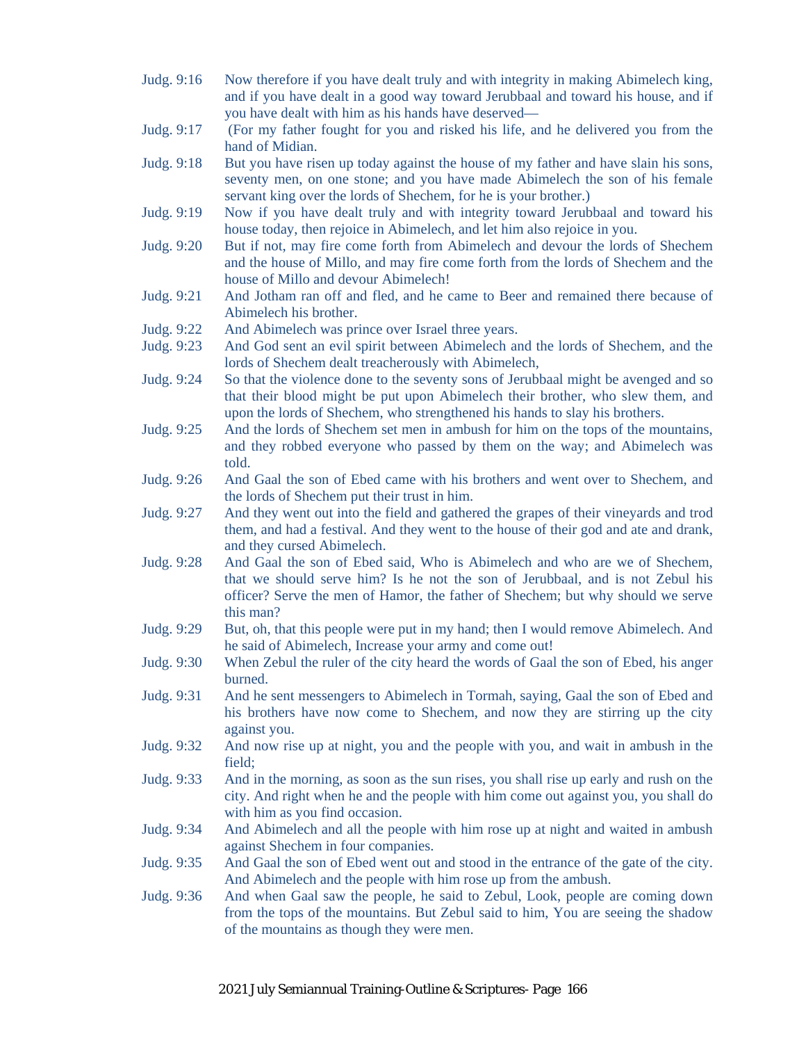Judg. 9:16 Now therefore if you have dealt truly and with integrity in making Abimelech king, and if you have dealt in a good way toward Jerubbaal and toward his house, and if you have dealt with him as his hands have deserved—

Judg. 9:17 (For my father fought for you and risked his life, and he delivered you from the hand of Midian.

Judg. 9:18 But you have risen up today against the house of my father and have slain his sons, seventy men, on one stone; and you have made Abimelech the son of his female servant king over the lords of Shechem, for he is your brother.)

Judg. 9:19 Now if you have dealt truly and with integrity toward Jerubbaal and toward his house today, then rejoice in Abimelech, and let him also rejoice in you.

Judg. 9:20 But if not, may fire come forth from Abimelech and devour the lords of Shechem and the house of Millo, and may fire come forth from the lords of Shechem and the house of Millo and devour Abimelech!

Judg. 9:21 And Jotham ran off and fled, and he came to Beer and remained there because of Abimelech his brother.

Judg. 9:22 And Abimelech was prince over Israel three years.

Judg. 9:23 And God sent an evil spirit between Abimelech and the lords of Shechem, and the lords of Shechem dealt treacherously with Abimelech,

Judg. 9:24 So that the violence done to the seventy sons of Jerubbaal might be avenged and so that their blood might be put upon Abimelech their brother, who slew them, and upon the lords of Shechem, who strengthened his hands to slay his brothers.

Judg. 9:25 And the lords of Shechem set men in ambush for him on the tops of the mountains, and they robbed everyone who passed by them on the way; and Abimelech was told.

Judg. 9:26 And Gaal the son of Ebed came with his brothers and went over to Shechem, and the lords of Shechem put their trust in him.

Judg. 9:27 And they went out into the field and gathered the grapes of their vineyards and trod them, and had a festival. And they went to the house of their god and ate and drank, and they cursed Abimelech.

Judg. 9:28 And Gaal the son of Ebed said, Who is Abimelech and who are we of Shechem, that we should serve him? Is he not the son of Jerubbaal, and is not Zebul his officer? Serve the men of Hamor, the father of Shechem; but why should we serve this man?

Judg. 9:29 But, oh, that this people were put in my hand; then I would remove Abimelech. And he said of Abimelech, Increase your army and come out!

Judg. 9:30 When Zebul the ruler of the city heard the words of Gaal the son of Ebed, his anger burned.

Judg. 9:31 And he sent messengers to Abimelech in Tormah, saying, Gaal the son of Ebed and his brothers have now come to Shechem, and now they are stirring up the city against you.

Judg. 9:32 And now rise up at night, you and the people with you, and wait in ambush in the field;

Judg. 9:33 And in the morning, as soon as the sun rises, you shall rise up early and rush on the city. And right when he and the people with him come out against you, you shall do with him as you find occasion.

Judg. 9:34 And Abimelech and all the people with him rose up at night and waited in ambush against Shechem in four companies.

Judg. 9:35 And Gaal the son of Ebed went out and stood in the entrance of the gate of the city. And Abimelech and the people with him rose up from the ambush.

Judg. 9:36 And when Gaal saw the people, he said to Zebul, Look, people are coming down from the tops of the mountains. But Zebul said to him, You are seeing the shadow of the mountains as though they were men.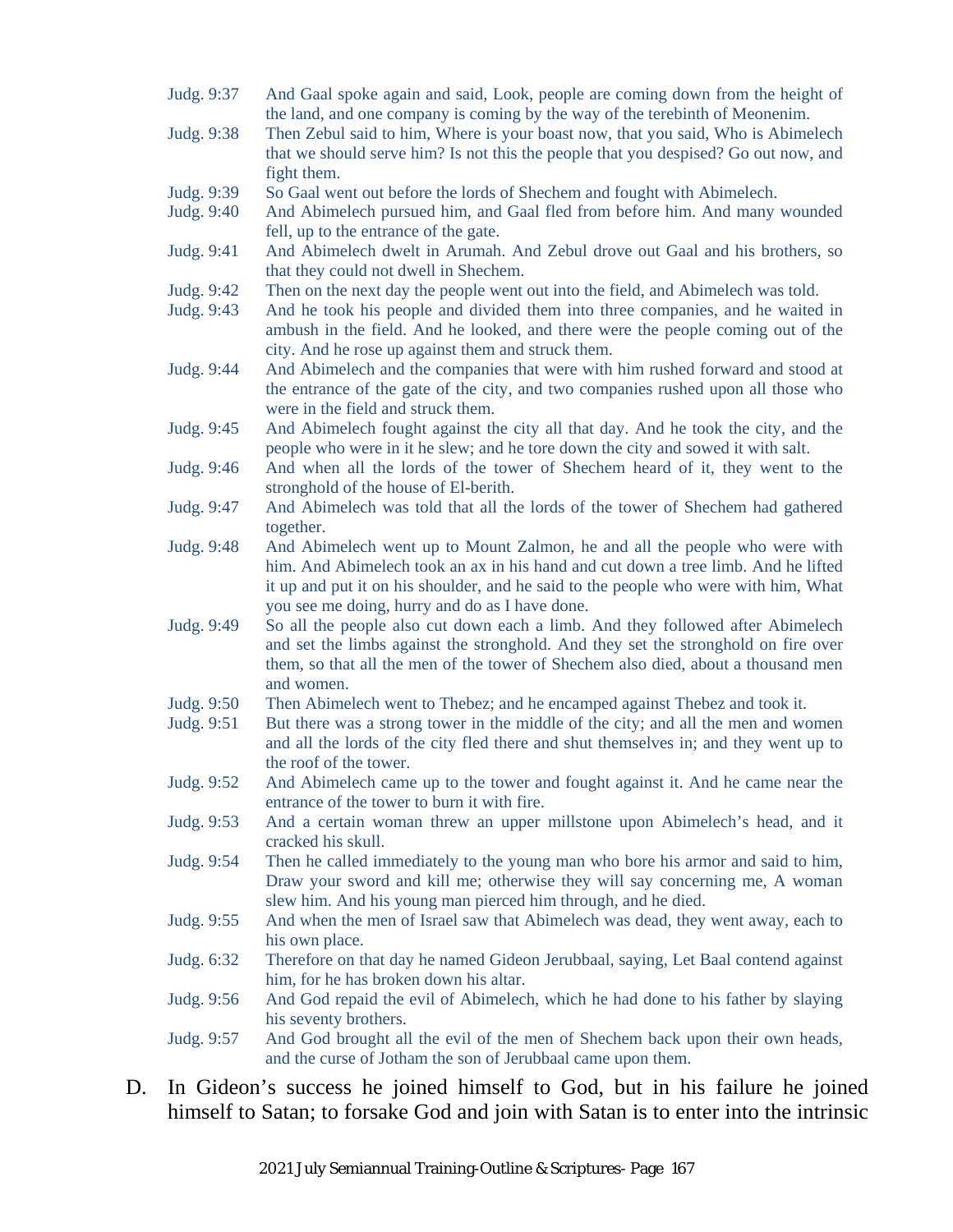Judg. 9:37 And Gaal spoke again and said, Look, people are coming down from the height of the land, and one company is coming by the way of the terebinth of Meonenim.

Judg. 9:38 Then Zebul said to him, Where is your boast now, that you said, Who is Abimelech that we should serve him? Is not this the people that you despised? Go out now, and fight them.

Judg. 9:39 So Gaal went out before the lords of Shechem and fought with Abimelech.

Judg. 9:40 And Abimelech pursued him, and Gaal fled from before him. And many wounded fell, up to the entrance of the gate.

Judg. 9:41 And Abimelech dwelt in Arumah. And Zebul drove out Gaal and his brothers, so that they could not dwell in Shechem.

Judg. 9:42 Then on the next day the people went out into the field, and Abimelech was told.

Judg. 9:43 And he took his people and divided them into three companies, and he waited in ambush in the field. And he looked, and there were the people coming out of the city. And he rose up against them and struck them.

Judg. 9:44 And Abimelech and the companies that were with him rushed forward and stood at the entrance of the gate of the city, and two companies rushed upon all those who were in the field and struck them.

Judg. 9:45 And Abimelech fought against the city all that day. And he took the city, and the people who were in it he slew; and he tore down the city and sowed it with salt.

Judg. 9:46 And when all the lords of the tower of Shechem heard of it, they went to the stronghold of the house of El-berith.

Judg. 9:47 And Abimelech was told that all the lords of the tower of Shechem had gathered together.

Judg. 9:48 And Abimelech went up to Mount Zalmon, he and all the people who were with him. And Abimelech took an ax in his hand and cut down a tree limb. And he lifted it up and put it on his shoulder, and he said to the people who were with him, What you see me doing, hurry and do as I have done.

Judg. 9:49 So all the people also cut down each a limb. And they followed after Abimelech and set the limbs against the stronghold. And they set the stronghold on fire over them, so that all the men of the tower of Shechem also died, about a thousand men and women.

Judg. 9:50 Then Abimelech went to Thebez; and he encamped against Thebez and took it.

Judg. 9:51 But there was a strong tower in the middle of the city; and all the men and women and all the lords of the city fled there and shut themselves in; and they went up to the roof of the tower.

Judg. 9:52 And Abimelech came up to the tower and fought against it. And he came near the entrance of the tower to burn it with fire.

Judg. 9:53 And a certain woman threw an upper millstone upon Abimelech's head, and it cracked his skull.

Judg. 9:54 Then he called immediately to the young man who bore his armor and said to him, Draw your sword and kill me; otherwise they will say concerning me, A woman slew him. And his young man pierced him through, and he died.

Judg. 9:55 And when the men of Israel saw that Abimelech was dead, they went away, each to his own place.

Judg. 6:32 Therefore on that day he named Gideon Jerubbaal, saying, Let Baal contend against him, for he has broken down his altar.

Judg. 9:56 And God repaid the evil of Abimelech, which he had done to his father by slaying his seventy brothers.

Judg. 9:57 And God brought all the evil of the men of Shechem back upon their own heads, and the curse of Jotham the son of Jerubbaal came upon them.

D. In Gideon's success he joined himself to God, but in his failure he joined himself to Satan; to forsake God and join with Satan is to enter into the intrinsic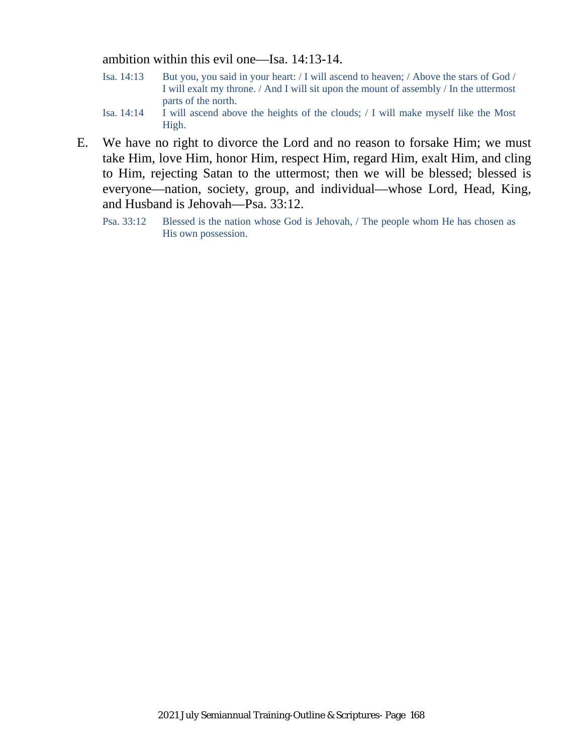ambition within this evil one—Isa. 14:13-14.

Isa. 14:13 But you, you said in your heart: / I will ascend to heaven; / Above the stars of God / I will exalt my throne. / And I will sit upon the mount of assembly / In the uttermost parts of the north.

Isa. 14:14 I will ascend above the heights of the clouds; / I will make myself like the Most High.

E. We have no right to divorce the Lord and no reason to forsake Him; we must take Him, love Him, honor Him, respect Him, regard Him, exalt Him, and cling to Him, rejecting Satan to the uttermost; then we will be blessed; blessed is everyone—nation, society, group, and individual—whose Lord, Head, King, and Husband is Jehovah—Psa. 33:12.

Psa. 33:12 Blessed is the nation whose God is Jehovah, / The people whom He has chosen as His own possession.